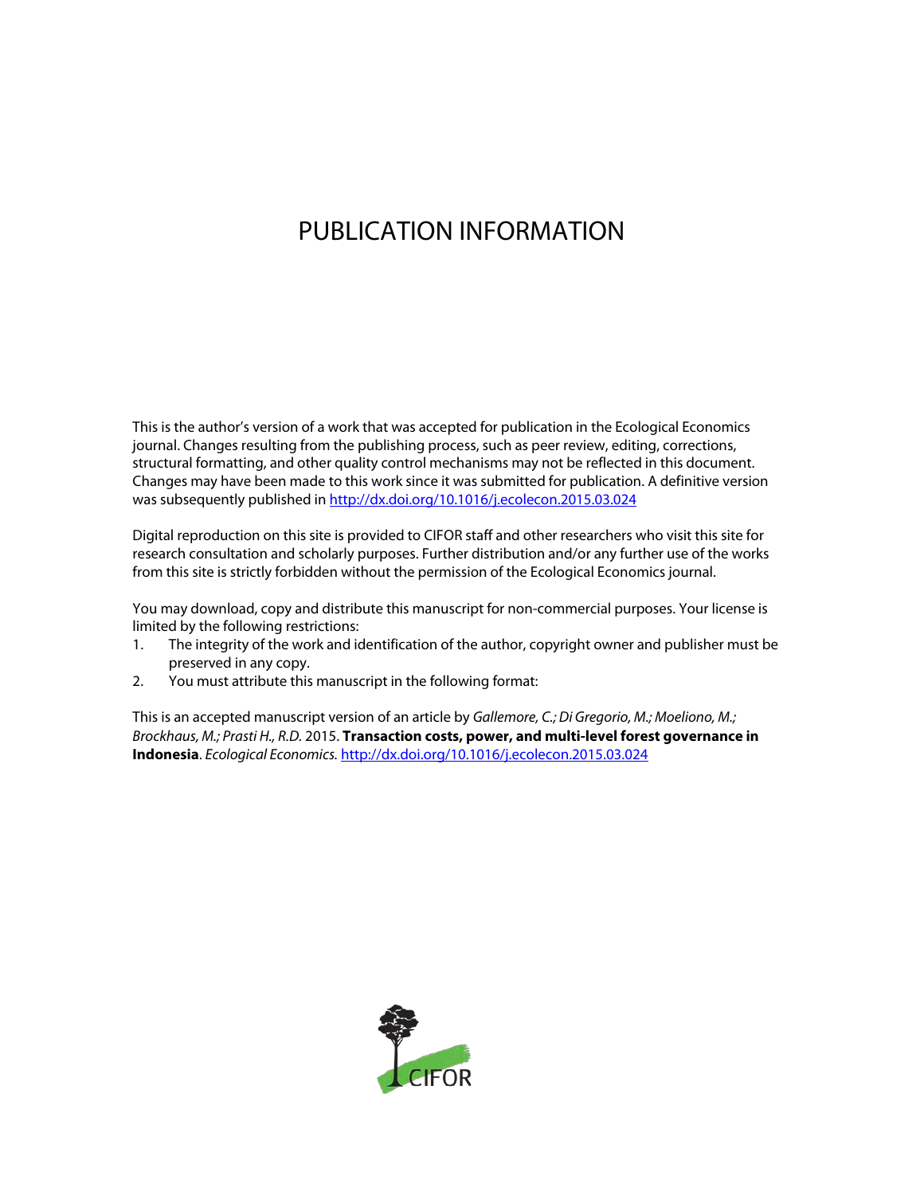# PUBLICATION INFORMATION

This is the author's version of a work that was accepted for publication in the Ecological Economics journal. Changes resulting from the publishing process, such as peer review, editing, corrections, structural formatting, and other quality control mechanisms may not be reflected in this document. Changes may have been made to this work since it was submitted for publication. A definitive version was subsequently published in http://dx.doi.org/10.1016/j.ecolecon.2015.03.024

Digital reproduction on this site is provided to CIFOR staff and other researchers who visit this site for research consultation and scholarly purposes. Further distribution and/or any further use of the works from this site is strictly forbidden without the permission of the Ecological Economics journal.

You may download, copy and distribute this manuscript for non-commercial purposes. Your license is limited by the following restrictions:

1. The integrity of the work and identification of the author, copyright owner and publisher must be preserved in any copy.
2. You must attribute this manuscript in the following format:

This is an accepted manuscript version of an article by *Gallemore, C.; Di Gregorio, M.; Moeliono, M.; Brockhaus, M.; Prasti H., R.D.* 2015. **Transaction costs, power, and multi-level forest governance in Indonesia**. *Ecological Economics.* http://dx.doi.org/10.1016/j.ecolecon.2015.03.024

CIFOR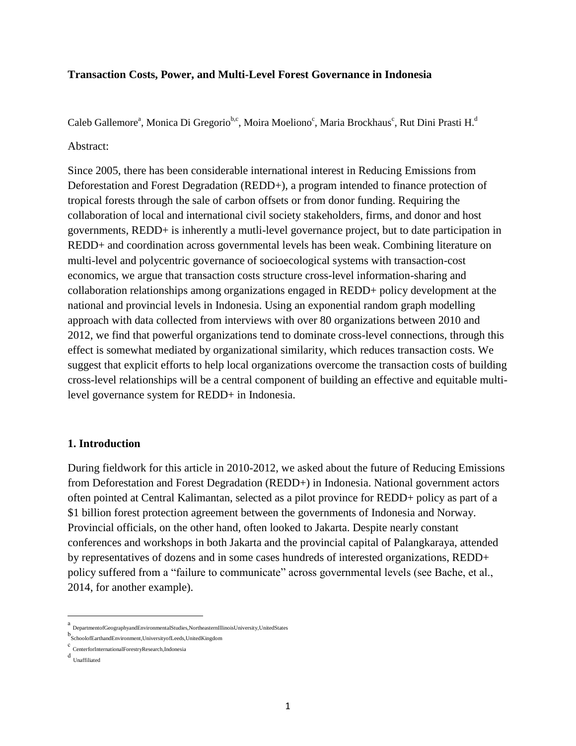**Transaction Costs, Power, and Multi-Level Forest Governance in Indonesia**

Caleb Gallemore[a], Monica Di Gregorio[b,c], Moira Moeliono[c], Maria Brockhaus[c], Rut Dini Prasti H.[d]

Abstract:

Since 2005, there has been considerable international interest in Reducing Emissions from Deforestation and Forest Degradation (REDD+), a program intended to finance protection of tropical forests through the sale of carbon offsets or from donor funding. Requiring the collaboration of local and international civil society stakeholders, firms, and donor and host governments, REDD+ is inherently a mutli-level governance project, but to date participation in REDD+ and coordination across governmental levels has been weak. Combining literature on multi-level and polycentric governance of socioecological systems with transaction-cost economics, we argue that transaction costs structure cross-level information-sharing and collaboration relationships among organizations engaged in REDD+ policy development at the national and provincial levels in Indonesia. Using an exponential random graph modelling approach with data collected from interviews with over 80 organizations between 2010 and 2012, we find that powerful organizations tend to dominate cross-level connections, through this effect is somewhat mediated by organizational similarity, which reduces transaction costs. We suggest that explicit efforts to help local organizations overcome the transaction costs of building cross-level relationships will be a central component of building an effective and equitable multi-level governance system for REDD+ in Indonesia.

## 1. Introduction

During fieldwork for this article in 2010-2012, we asked about the future of Reducing Emissions from Deforestation and Forest Degradation (REDD+) in Indonesia. National government actors often pointed at Central Kalimantan, selected as a pilot province for REDD+ policy as part of a $1 billion forest protection agreement between the governments of Indonesia and Norway. Provincial officials, on the other hand, often looked to Jakarta. Despite nearly constant conferences and workshops in both Jakarta and the provincial capital of Palangkaraya, attended by representatives of dozens and in some cases hundreds of interested organizations, REDD+ policy suffered from a "failure to communicate" across governmental levels (see Bache, et al., 2014, for another example).

[a] DepartmentofGeographyandEnvironmentalStudies,NortheasternIllinoisUniversity,UnitedStates

[b] SchoolofEarthandEnvironment,UniversityofLeeds,UnitedKingdom

[c] CenterforInternationalForestryResearch,Indonesia

[d] Unaffiliated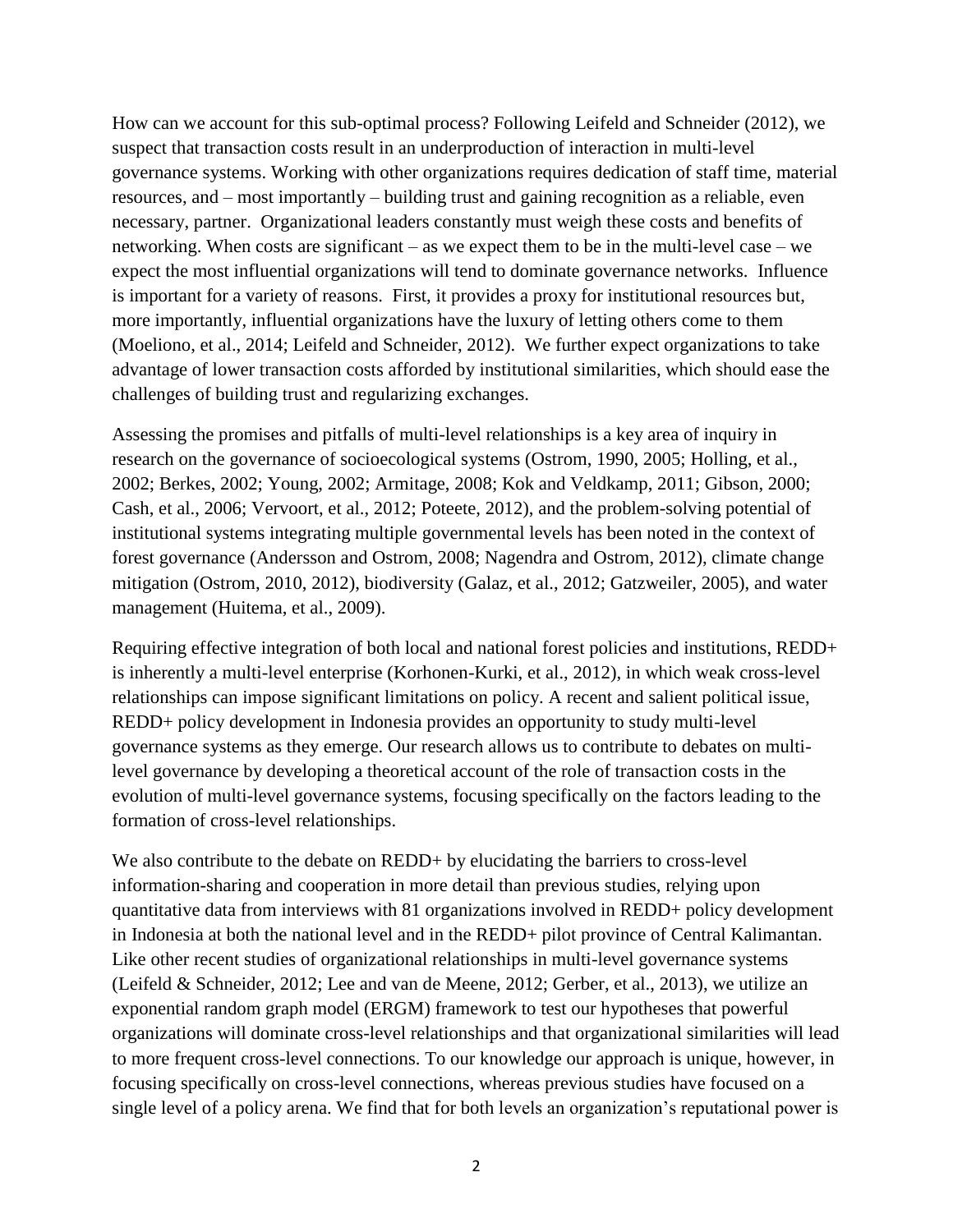How can we account for this sub-optimal process? Following Leifeld and Schneider (2012), we suspect that transaction costs result in an underproduction of interaction in multi-level governance systems. Working with other organizations requires dedication of staff time, material resources, and – most importantly – building trust and gaining recognition as a reliable, even necessary, partner. Organizational leaders constantly must weigh these costs and benefits of networking. When costs are significant – as we expect them to be in the multi-level case – we expect the most influential organizations will tend to dominate governance networks. Influence is important for a variety of reasons. First, it provides a proxy for institutional resources but, more importantly, influential organizations have the luxury of letting others come to them (Moeliono, et al., 2014; Leifeld and Schneider, 2012). We further expect organizations to take advantage of lower transaction costs afforded by institutional similarities, which should ease the challenges of building trust and regularizing exchanges.

Assessing the promises and pitfalls of multi-level relationships is a key area of inquiry in research on the governance of socioecological systems (Ostrom, 1990, 2005; Holling, et al., 2002; Berkes, 2002; Young, 2002; Armitage, 2008; Kok and Veldkamp, 2011; Gibson, 2000; Cash, et al., 2006; Vervoort, et al., 2012; Poteete, 2012), and the problem-solving potential of institutional systems integrating multiple governmental levels has been noted in the context of forest governance (Andersson and Ostrom, 2008; Nagendra and Ostrom, 2012), climate change mitigation (Ostrom, 2010, 2012), biodiversity (Galaz, et al., 2012; Gatzweiler, 2005), and water management (Huitema, et al., 2009).

Requiring effective integration of both local and national forest policies and institutions, REDD+ is inherently a multi-level enterprise (Korhonen-Kurki, et al., 2012), in which weak cross-level relationships can impose significant limitations on policy. A recent and salient political issue, REDD+ policy development in Indonesia provides an opportunity to study multi-level governance systems as they emerge. Our research allows us to contribute to debates on multi-level governance by developing a theoretical account of the role of transaction costs in the evolution of multi-level governance systems, focusing specifically on the factors leading to the formation of cross-level relationships.

We also contribute to the debate on REDD+ by elucidating the barriers to cross-level information-sharing and cooperation in more detail than previous studies, relying upon quantitative data from interviews with 81 organizations involved in REDD+ policy development in Indonesia at both the national level and in the REDD+ pilot province of Central Kalimantan. Like other recent studies of organizational relationships in multi-level governance systems (Leifeld & Schneider, 2012; Lee and van de Meene, 2012; Gerber, et al., 2013), we utilize an exponential random graph model (ERGM) framework to test our hypotheses that powerful organizations will dominate cross-level relationships and that organizational similarities will lead to more frequent cross-level connections. To our knowledge our approach is unique, however, in focusing specifically on cross-level connections, whereas previous studies have focused on a single level of a policy arena. We find that for both levels an organization's reputational power is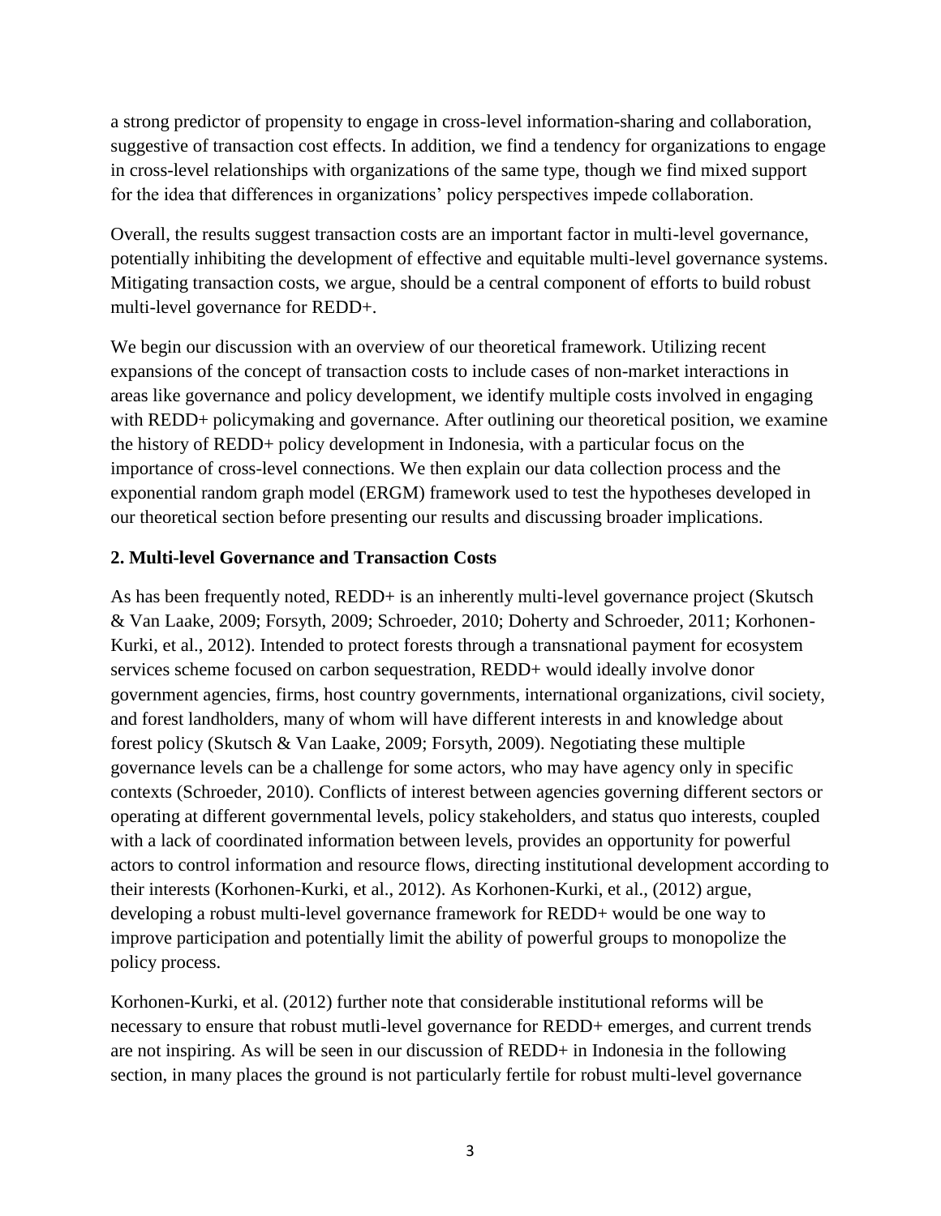a strong predictor of propensity to engage in cross-level information-sharing and collaboration, suggestive of transaction cost effects. In addition, we find a tendency for organizations to engage in cross-level relationships with organizations of the same type, though we find mixed support for the idea that differences in organizations' policy perspectives impede collaboration.

Overall, the results suggest transaction costs are an important factor in multi-level governance, potentially inhibiting the development of effective and equitable multi-level governance systems. Mitigating transaction costs, we argue, should be a central component of efforts to build robust multi-level governance for REDD+.

We begin our discussion with an overview of our theoretical framework. Utilizing recent expansions of the concept of transaction costs to include cases of non-market interactions in areas like governance and policy development, we identify multiple costs involved in engaging with REDD+ policymaking and governance. After outlining our theoretical position, we examine the history of REDD+ policy development in Indonesia, with a particular focus on the importance of cross-level connections. We then explain our data collection process and the exponential random graph model (ERGM) framework used to test the hypotheses developed in our theoretical section before presenting our results and discussing broader implications.

## 2. Multi-level Governance and Transaction Costs

As has been frequently noted, REDD+ is an inherently multi-level governance project (Skutsch & Van Laake, 2009; Forsyth, 2009; Schroeder, 2010; Doherty and Schroeder, 2011; Korhonen-Kurki, et al., 2012). Intended to protect forests through a transnational payment for ecosystem services scheme focused on carbon sequestration, REDD+ would ideally involve donor government agencies, firms, host country governments, international organizations, civil society, and forest landholders, many of whom will have different interests in and knowledge about forest policy (Skutsch & Van Laake, 2009; Forsyth, 2009). Negotiating these multiple governance levels can be a challenge for some actors, who may have agency only in specific contexts (Schroeder, 2010). Conflicts of interest between agencies governing different sectors or operating at different governmental levels, policy stakeholders, and status quo interests, coupled with a lack of coordinated information between levels, provides an opportunity for powerful actors to control information and resource flows, directing institutional development according to their interests (Korhonen-Kurki, et al., 2012). As Korhonen-Kurki, et al., (2012) argue, developing a robust multi-level governance framework for REDD+ would be one way to improve participation and potentially limit the ability of powerful groups to monopolize the policy process.

Korhonen-Kurki, et al. (2012) further note that considerable institutional reforms will be necessary to ensure that robust mutli-level governance for REDD+ emerges, and current trends are not inspiring. As will be seen in our discussion of REDD+ in Indonesia in the following section, in many places the ground is not particularly fertile for robust multi-level governance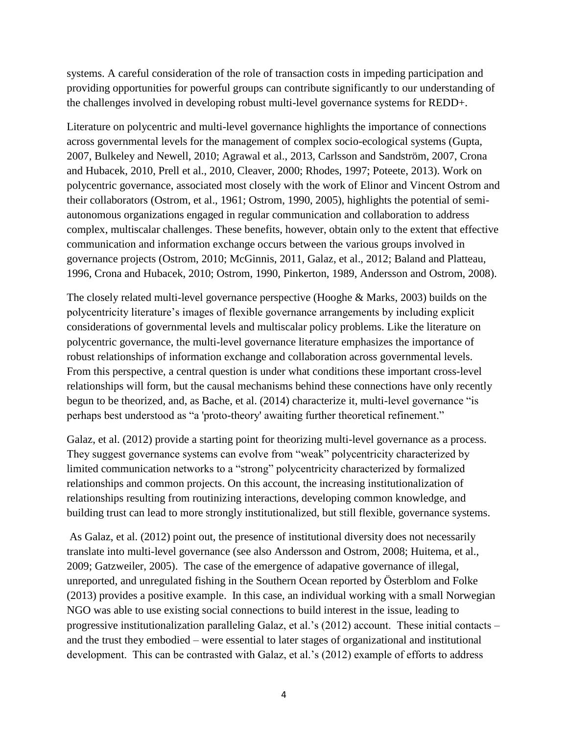systems. A careful consideration of the role of transaction costs in impeding participation and providing opportunities for powerful groups can contribute significantly to our understanding of the challenges involved in developing robust multi-level governance systems for REDD+.

Literature on polycentric and multi-level governance highlights the importance of connections across governmental levels for the management of complex socio-ecological systems (Gupta, 2007, Bulkeley and Newell, 2010; Agrawal et al., 2013, Carlsson and Sandström, 2007, Crona and Hubacek, 2010, Prell et al., 2010, Cleaver, 2000; Rhodes, 1997; Poteete, 2013). Work on polycentric governance, associated most closely with the work of Elinor and Vincent Ostrom and their collaborators (Ostrom, et al., 1961; Ostrom, 1990, 2005), highlights the potential of semi-autonomous organizations engaged in regular communication and collaboration to address complex, multiscalar challenges. These benefits, however, obtain only to the extent that effective communication and information exchange occurs between the various groups involved in governance projects (Ostrom, 2010; McGinnis, 2011, Galaz, et al., 2012; Baland and Platteau, 1996, Crona and Hubacek, 2010; Ostrom, 1990, Pinkerton, 1989, Andersson and Ostrom, 2008).

The closely related multi-level governance perspective (Hooghe & Marks, 2003) builds on the polycentricity literature's images of flexible governance arrangements by including explicit considerations of governmental levels and multiscalar policy problems. Like the literature on polycentric governance, the multi-level governance literature emphasizes the importance of robust relationships of information exchange and collaboration across governmental levels. From this perspective, a central question is under what conditions these important cross-level relationships will form, but the causal mechanisms behind these connections have only recently begun to be theorized, and, as Bache, et al. (2014) characterize it, multi-level governance "is perhaps best understood as "a 'proto-theory' awaiting further theoretical refinement."

Galaz, et al. (2012) provide a starting point for theorizing multi-level governance as a process. They suggest governance systems can evolve from "weak" polycentricity characterized by limited communication networks to a "strong" polycentricity characterized by formalized relationships and common projects. On this account, the increasing institutionalization of relationships resulting from routinizing interactions, developing common knowledge, and building trust can lead to more strongly institutionalized, but still flexible, governance systems.

As Galaz, et al. (2012) point out, the presence of institutional diversity does not necessarily translate into multi-level governance (see also Andersson and Ostrom, 2008; Huitema, et al., 2009; Gatzweiler, 2005). The case of the emergence of adapative governance of illegal, unreported, and unregulated fishing in the Southern Ocean reported by Österblom and Folke (2013) provides a positive example. In this case, an individual working with a small Norwegian NGO was able to use existing social connections to build interest in the issue, leading to progressive institutionalization paralleling Galaz, et al.'s (2012) account. These initial contacts – and the trust they embodied – were essential to later stages of organizational and institutional development. This can be contrasted with Galaz, et al.'s (2012) example of efforts to address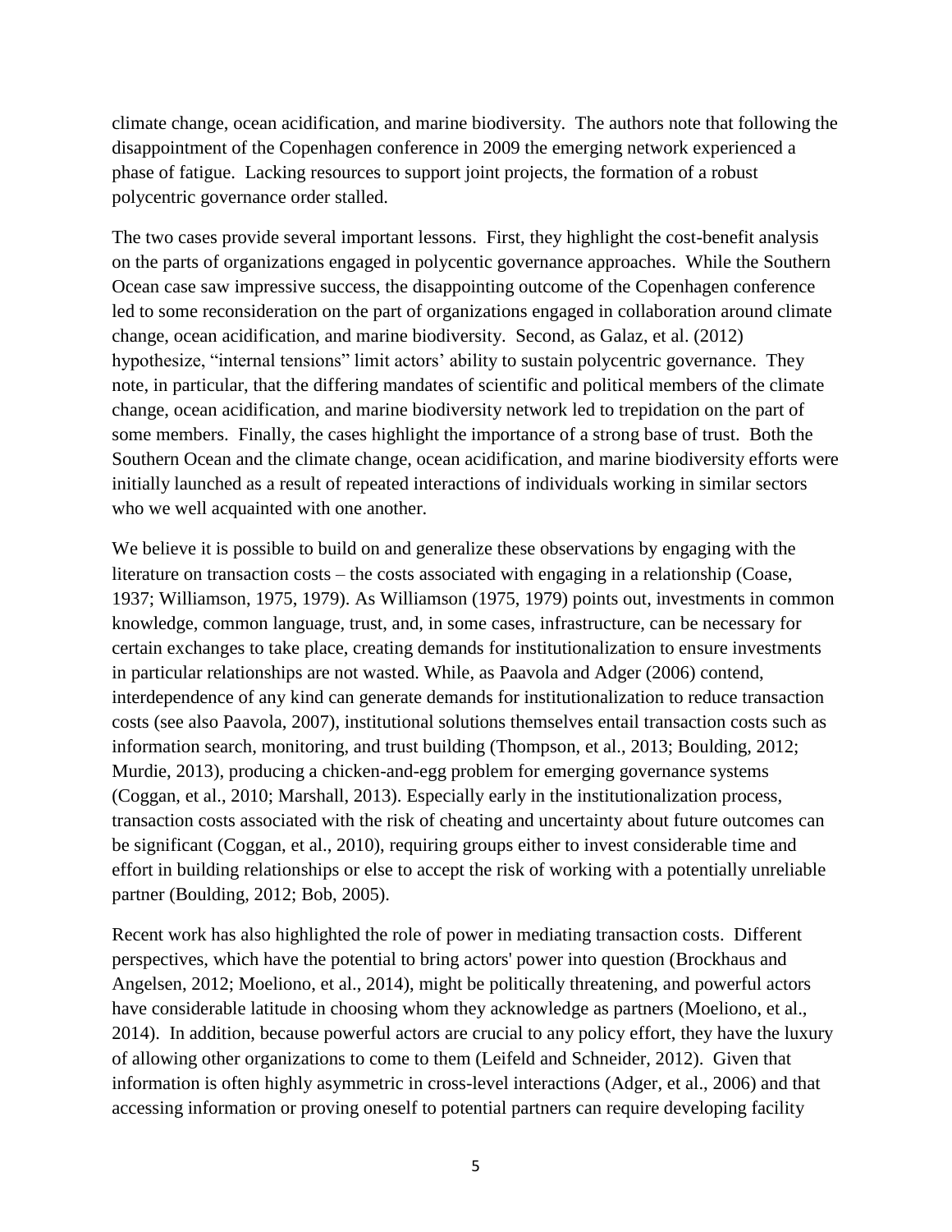climate change, ocean acidification, and marine biodiversity. The authors note that following the disappointment of the Copenhagen conference in 2009 the emerging network experienced a phase of fatigue. Lacking resources to support joint projects, the formation of a robust polycentric governance order stalled.

The two cases provide several important lessons. First, they highlight the cost-benefit analysis on the parts of organizations engaged in polycentic governance approaches. While the Southern Ocean case saw impressive success, the disappointing outcome of the Copenhagen conference led to some reconsideration on the part of organizations engaged in collaboration around climate change, ocean acidification, and marine biodiversity. Second, as Galaz, et al. (2012) hypothesize, "internal tensions" limit actors' ability to sustain polycentric governance. They note, in particular, that the differing mandates of scientific and political members of the climate change, ocean acidification, and marine biodiversity network led to trepidation on the part of some members. Finally, the cases highlight the importance of a strong base of trust. Both the Southern Ocean and the climate change, ocean acidification, and marine biodiversity efforts were initially launched as a result of repeated interactions of individuals working in similar sectors who we well acquainted with one another.

We believe it is possible to build on and generalize these observations by engaging with the literature on transaction costs – the costs associated with engaging in a relationship (Coase, 1937; Williamson, 1975, 1979). As Williamson (1975, 1979) points out, investments in common knowledge, common language, trust, and, in some cases, infrastructure, can be necessary for certain exchanges to take place, creating demands for institutionalization to ensure investments in particular relationships are not wasted. While, as Paavola and Adger (2006) contend, interdependence of any kind can generate demands for institutionalization to reduce transaction costs (see also Paavola, 2007), institutional solutions themselves entail transaction costs such as information search, monitoring, and trust building (Thompson, et al., 2013; Boulding, 2012; Murdie, 2013), producing a chicken-and-egg problem for emerging governance systems (Coggan, et al., 2010; Marshall, 2013). Especially early in the institutionalization process, transaction costs associated with the risk of cheating and uncertainty about future outcomes can be significant (Coggan, et al., 2010), requiring groups either to invest considerable time and effort in building relationships or else to accept the risk of working with a potentially unreliable partner (Boulding, 2012; Bob, 2005).

Recent work has also highlighted the role of power in mediating transaction costs. Different perspectives, which have the potential to bring actors' power into question (Brockhaus and Angelsen, 2012; Moeliono, et al., 2014), might be politically threatening, and powerful actors have considerable latitude in choosing whom they acknowledge as partners (Moeliono, et al., 2014). In addition, because powerful actors are crucial to any policy effort, they have the luxury of allowing other organizations to come to them (Leifeld and Schneider, 2012). Given that information is often highly asymmetric in cross-level interactions (Adger, et al., 2006) and that accessing information or proving oneself to potential partners can require developing facility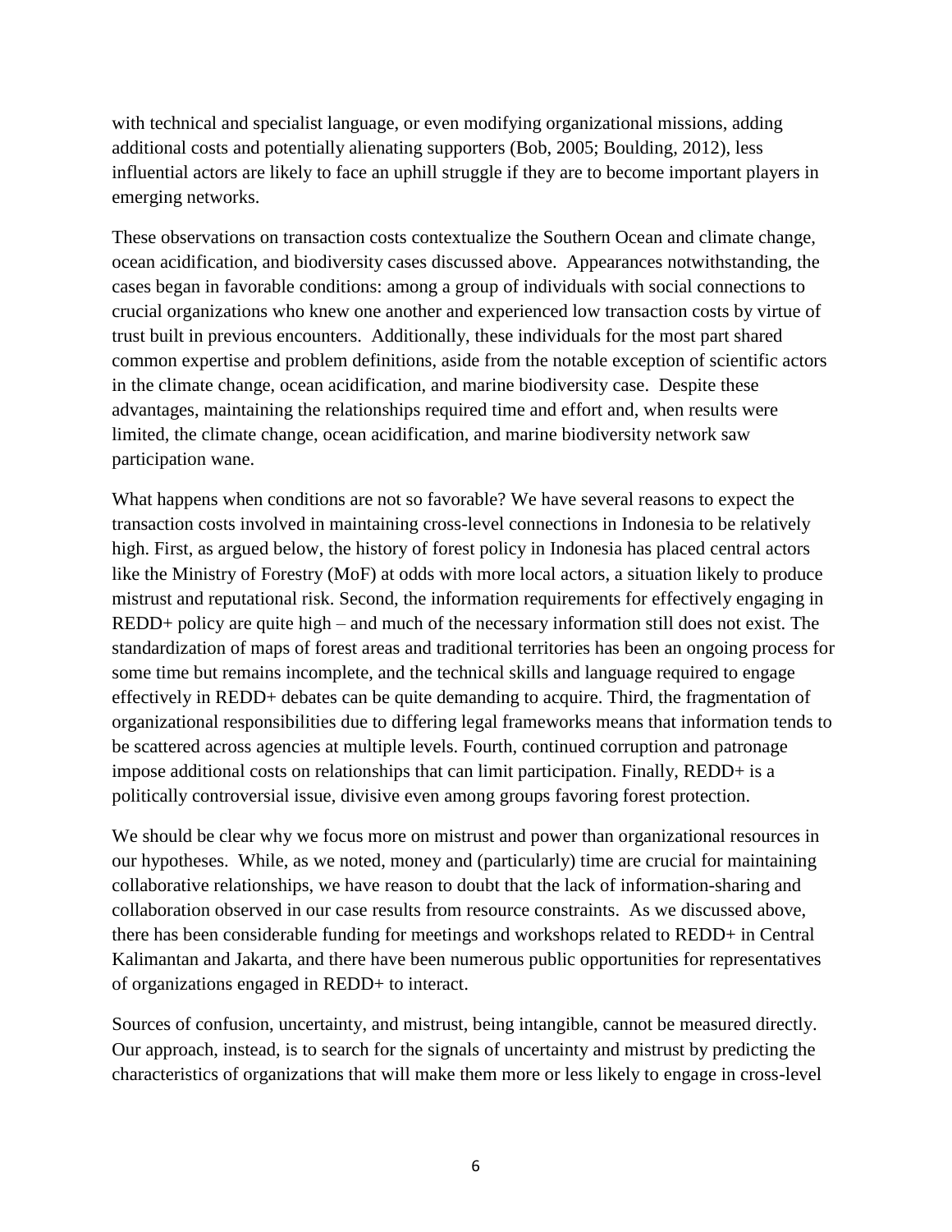with technical and specialist language, or even modifying organizational missions, adding additional costs and potentially alienating supporters (Bob, 2005; Boulding, 2012), less influential actors are likely to face an uphill struggle if they are to become important players in emerging networks.

These observations on transaction costs contextualize the Southern Ocean and climate change, ocean acidification, and biodiversity cases discussed above. Appearances notwithstanding, the cases began in favorable conditions: among a group of individuals with social connections to crucial organizations who knew one another and experienced low transaction costs by virtue of trust built in previous encounters. Additionally, these individuals for the most part shared common expertise and problem definitions, aside from the notable exception of scientific actors in the climate change, ocean acidification, and marine biodiversity case. Despite these advantages, maintaining the relationships required time and effort and, when results were limited, the climate change, ocean acidification, and marine biodiversity network saw participation wane.

What happens when conditions are not so favorable? We have several reasons to expect the transaction costs involved in maintaining cross-level connections in Indonesia to be relatively high. First, as argued below, the history of forest policy in Indonesia has placed central actors like the Ministry of Forestry (MoF) at odds with more local actors, a situation likely to produce mistrust and reputational risk. Second, the information requirements for effectively engaging in REDD+ policy are quite high – and much of the necessary information still does not exist. The standardization of maps of forest areas and traditional territories has been an ongoing process for some time but remains incomplete, and the technical skills and language required to engage effectively in REDD+ debates can be quite demanding to acquire. Third, the fragmentation of organizational responsibilities due to differing legal frameworks means that information tends to be scattered across agencies at multiple levels. Fourth, continued corruption and patronage impose additional costs on relationships that can limit participation. Finally, REDD+ is a politically controversial issue, divisive even among groups favoring forest protection.

We should be clear why we focus more on mistrust and power than organizational resources in our hypotheses. While, as we noted, money and (particularly) time are crucial for maintaining collaborative relationships, we have reason to doubt that the lack of information-sharing and collaboration observed in our case results from resource constraints. As we discussed above, there has been considerable funding for meetings and workshops related to REDD+ in Central Kalimantan and Jakarta, and there have been numerous public opportunities for representatives of organizations engaged in REDD+ to interact.

Sources of confusion, uncertainty, and mistrust, being intangible, cannot be measured directly. Our approach, instead, is to search for the signals of uncertainty and mistrust by predicting the characteristics of organizations that will make them more or less likely to engage in cross-level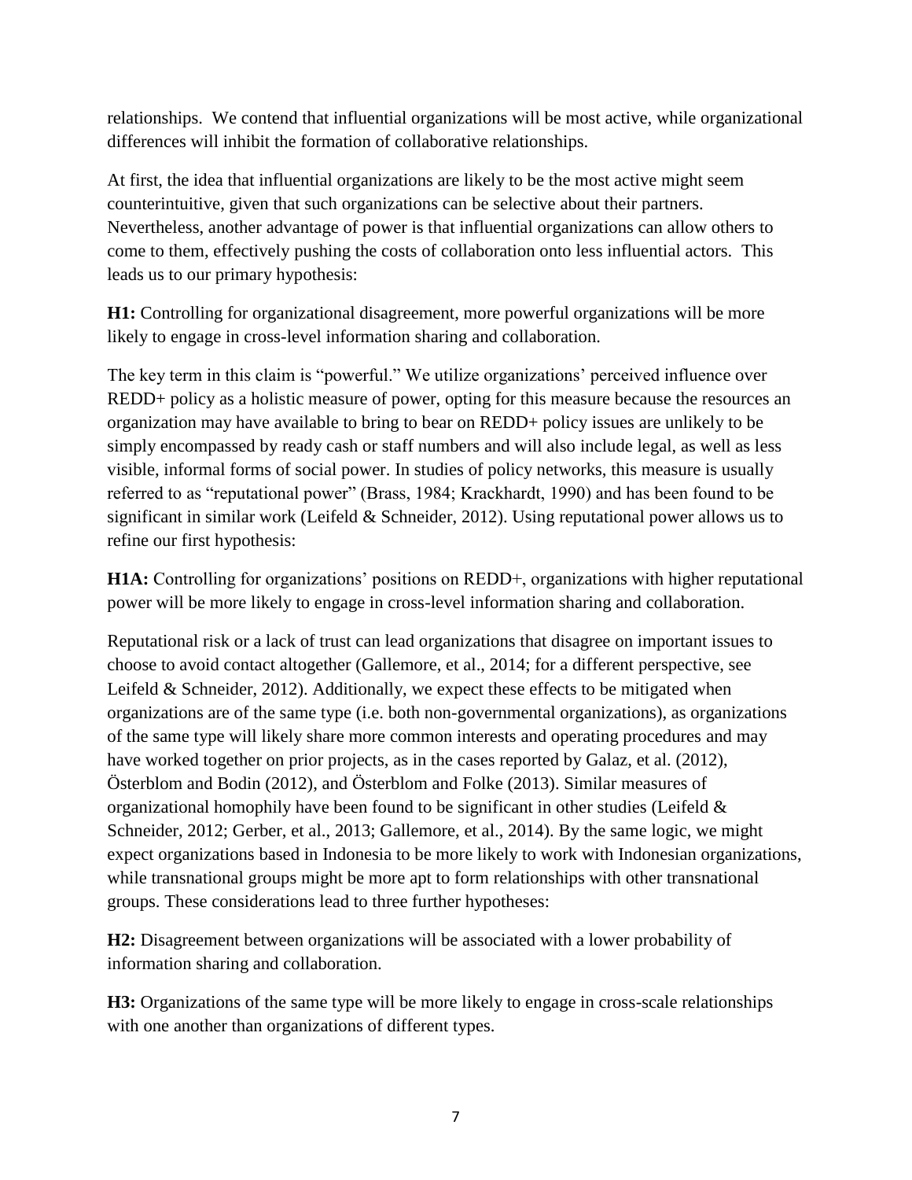relationships. We contend that influential organizations will be most active, while organizational differences will inhibit the formation of collaborative relationships.

At first, the idea that influential organizations are likely to be the most active might seem counterintuitive, given that such organizations can be selective about their partners. Nevertheless, another advantage of power is that influential organizations can allow others to come to them, effectively pushing the costs of collaboration onto less influential actors. This leads us to our primary hypothesis:

**H1:** Controlling for organizational disagreement, more powerful organizations will be more likely to engage in cross-level information sharing and collaboration.

The key term in this claim is "powerful." We utilize organizations' perceived influence over REDD+ policy as a holistic measure of power, opting for this measure because the resources an organization may have available to bring to bear on REDD+ policy issues are unlikely to be simply encompassed by ready cash or staff numbers and will also include legal, as well as less visible, informal forms of social power. In studies of policy networks, this measure is usually referred to as "reputational power" (Brass, 1984; Krackhardt, 1990) and has been found to be significant in similar work (Leifeld & Schneider, 2012). Using reputational power allows us to refine our first hypothesis:

**H1A:** Controlling for organizations' positions on REDD+, organizations with higher reputational power will be more likely to engage in cross-level information sharing and collaboration.

Reputational risk or a lack of trust can lead organizations that disagree on important issues to choose to avoid contact altogether (Gallemore, et al., 2014; for a different perspective, see Leifeld & Schneider, 2012). Additionally, we expect these effects to be mitigated when organizations are of the same type (i.e. both non-governmental organizations), as organizations of the same type will likely share more common interests and operating procedures and may have worked together on prior projects, as in the cases reported by Galaz, et al. (2012), Österblom and Bodin (2012), and Österblom and Folke (2013). Similar measures of organizational homophily have been found to be significant in other studies (Leifeld & Schneider, 2012; Gerber, et al., 2013; Gallemore, et al., 2014). By the same logic, we might expect organizations based in Indonesia to be more likely to work with Indonesian organizations, while transnational groups might be more apt to form relationships with other transnational groups. These considerations lead to three further hypotheses:

**H2:** Disagreement between organizations will be associated with a lower probability of information sharing and collaboration.

**H3:** Organizations of the same type will be more likely to engage in cross-scale relationships with one another than organizations of different types.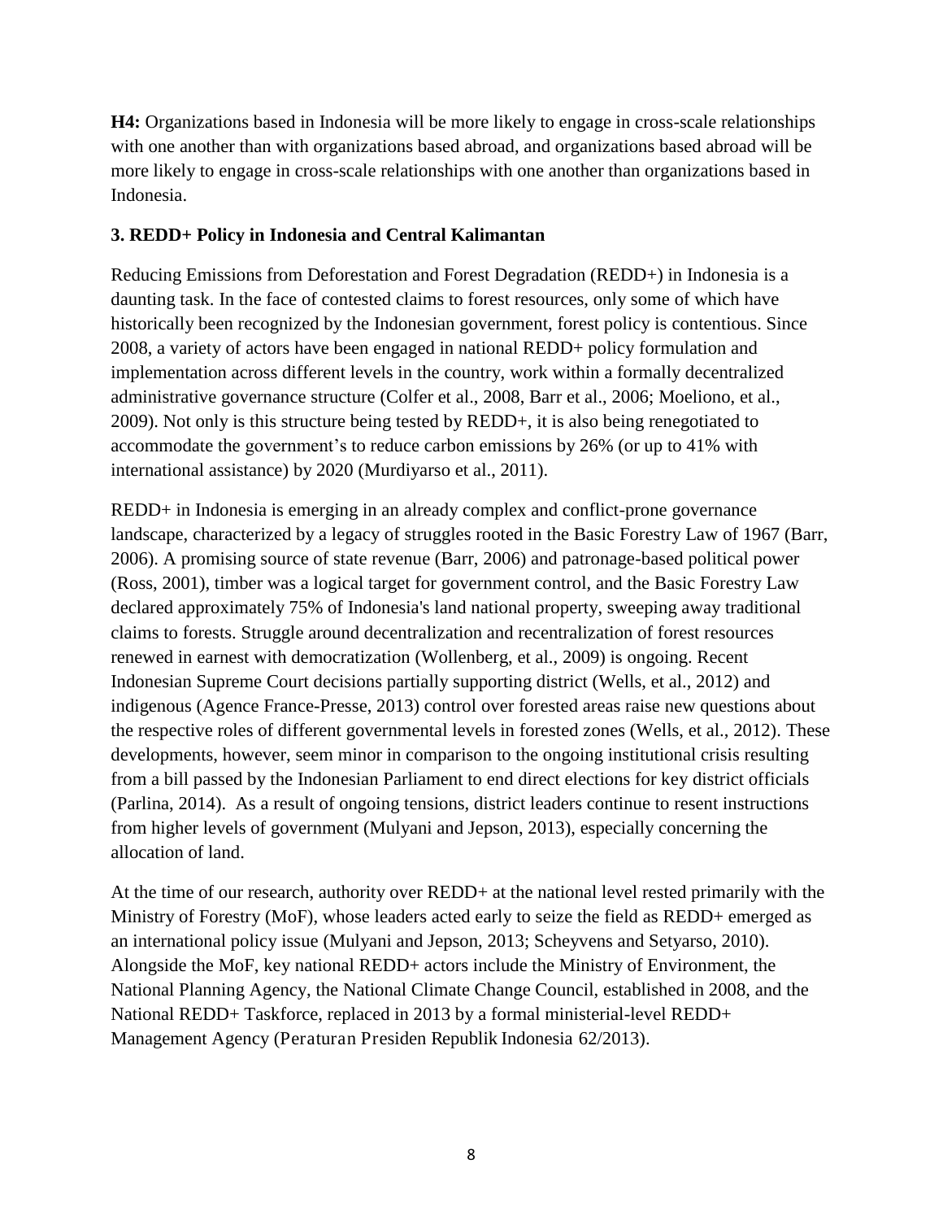**H4:** Organizations based in Indonesia will be more likely to engage in cross-scale relationships with one another than with organizations based abroad, and organizations based abroad will be more likely to engage in cross-scale relationships with one another than organizations based in Indonesia.

### 3. REDD+ Policy in Indonesia and Central Kalimantan

Reducing Emissions from Deforestation and Forest Degradation (REDD+) in Indonesia is a daunting task. In the face of contested claims to forest resources, only some of which have historically been recognized by the Indonesian government, forest policy is contentious. Since 2008, a variety of actors have been engaged in national REDD+ policy formulation and implementation across different levels in the country, work within a formally decentralized administrative governance structure (Colfer et al., 2008, Barr et al., 2006; Moeliono, et al., 2009). Not only is this structure being tested by REDD+, it is also being renegotiated to accommodate the government's to reduce carbon emissions by 26% (or up to 41% with international assistance) by 2020 (Murdiyarso et al., 2011).

REDD+ in Indonesia is emerging in an already complex and conflict-prone governance landscape, characterized by a legacy of struggles rooted in the Basic Forestry Law of 1967 (Barr, 2006). A promising source of state revenue (Barr, 2006) and patronage-based political power (Ross, 2001), timber was a logical target for government control, and the Basic Forestry Law declared approximately 75% of Indonesia's land national property, sweeping away traditional claims to forests. Struggle around decentralization and recentralization of forest resources renewed in earnest with democratization (Wollenberg, et al., 2009) is ongoing. Recent Indonesian Supreme Court decisions partially supporting district (Wells, et al., 2012) and indigenous (Agence France-Presse, 2013) control over forested areas raise new questions about the respective roles of different governmental levels in forested zones (Wells, et al., 2012). These developments, however, seem minor in comparison to the ongoing institutional crisis resulting from a bill passed by the Indonesian Parliament to end direct elections for key district officials (Parlina, 2014). As a result of ongoing tensions, district leaders continue to resent instructions from higher levels of government (Mulyani and Jepson, 2013), especially concerning the allocation of land.

At the time of our research, authority over REDD+ at the national level rested primarily with the Ministry of Forestry (MoF), whose leaders acted early to seize the field as REDD+ emerged as an international policy issue (Mulyani and Jepson, 2013; Scheyvens and Setyarso, 2010). Alongside the MoF, key national REDD+ actors include the Ministry of Environment, the National Planning Agency, the National Climate Change Council, established in 2008, and the National REDD+ Taskforce, replaced in 2013 by a formal ministerial-level REDD+ Management Agency (Peraturan Presiden Republik Indonesia 62/2013).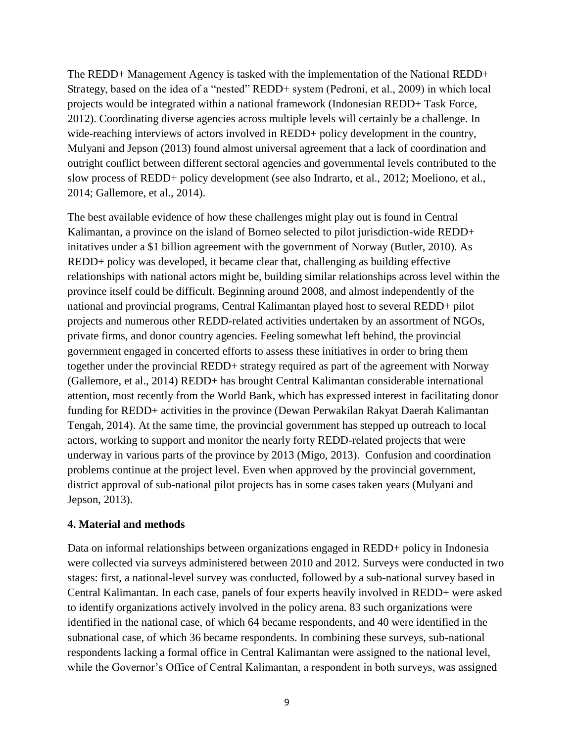The REDD+ Management Agency is tasked with the implementation of the National REDD+ Strategy, based on the idea of a "nested" REDD+ system (Pedroni, et al., 2009) in which local projects would be integrated within a national framework (Indonesian REDD+ Task Force, 2012). Coordinating diverse agencies across multiple levels will certainly be a challenge. In wide-reaching interviews of actors involved in REDD+ policy development in the country, Mulyani and Jepson (2013) found almost universal agreement that a lack of coordination and outright conflict between different sectoral agencies and governmental levels contributed to the slow process of REDD+ policy development (see also Indrarto, et al., 2012; Moeliono, et al., 2014; Gallemore, et al., 2014).

The best available evidence of how these challenges might play out is found in Central Kalimantan, a province on the island of Borneo selected to pilot jurisdiction-wide REDD+ initatives under a $1 billion agreement with the government of Norway (Butler, 2010). As REDD+ policy was developed, it became clear that, challenging as building effective relationships with national actors might be, building similar relationships across level within the province itself could be difficult. Beginning around 2008, and almost independently of the national and provincial programs, Central Kalimantan played host to several REDD+ pilot projects and numerous other REDD-related activities undertaken by an assortment of NGOs, private firms, and donor country agencies. Feeling somewhat left behind, the provincial government engaged in concerted efforts to assess these initiatives in order to bring them together under the provincial REDD+ strategy required as part of the agreement with Norway (Gallemore, et al., 2014) REDD+ has brought Central Kalimantan considerable international attention, most recently from the World Bank, which has expressed interest in facilitating donor funding for REDD+ activities in the province (Dewan Perwakilan Rakyat Daerah Kalimantan Tengah, 2014). At the same time, the provincial government has stepped up outreach to local actors, working to support and monitor the nearly forty REDD-related projects that were underway in various parts of the province by 2013 (Migo, 2013). Confusion and coordination problems continue at the project level. Even when approved by the provincial government, district approval of sub-national pilot projects has in some cases taken years (Mulyani and Jepson, 2013).

## 4. Material and methods

Data on informal relationships between organizations engaged in REDD+ policy in Indonesia were collected via surveys administered between 2010 and 2012. Surveys were conducted in two stages: first, a national-level survey was conducted, followed by a sub-national survey based in Central Kalimantan. In each case, panels of four experts heavily involved in REDD+ were asked to identify organizations actively involved in the policy arena. 83 such organizations were identified in the national case, of which 64 became respondents, and 40 were identified in the subnational case, of which 36 became respondents. In combining these surveys, sub-national respondents lacking a formal office in Central Kalimantan were assigned to the national level, while the Governor's Office of Central Kalimantan, a respondent in both surveys, was assigned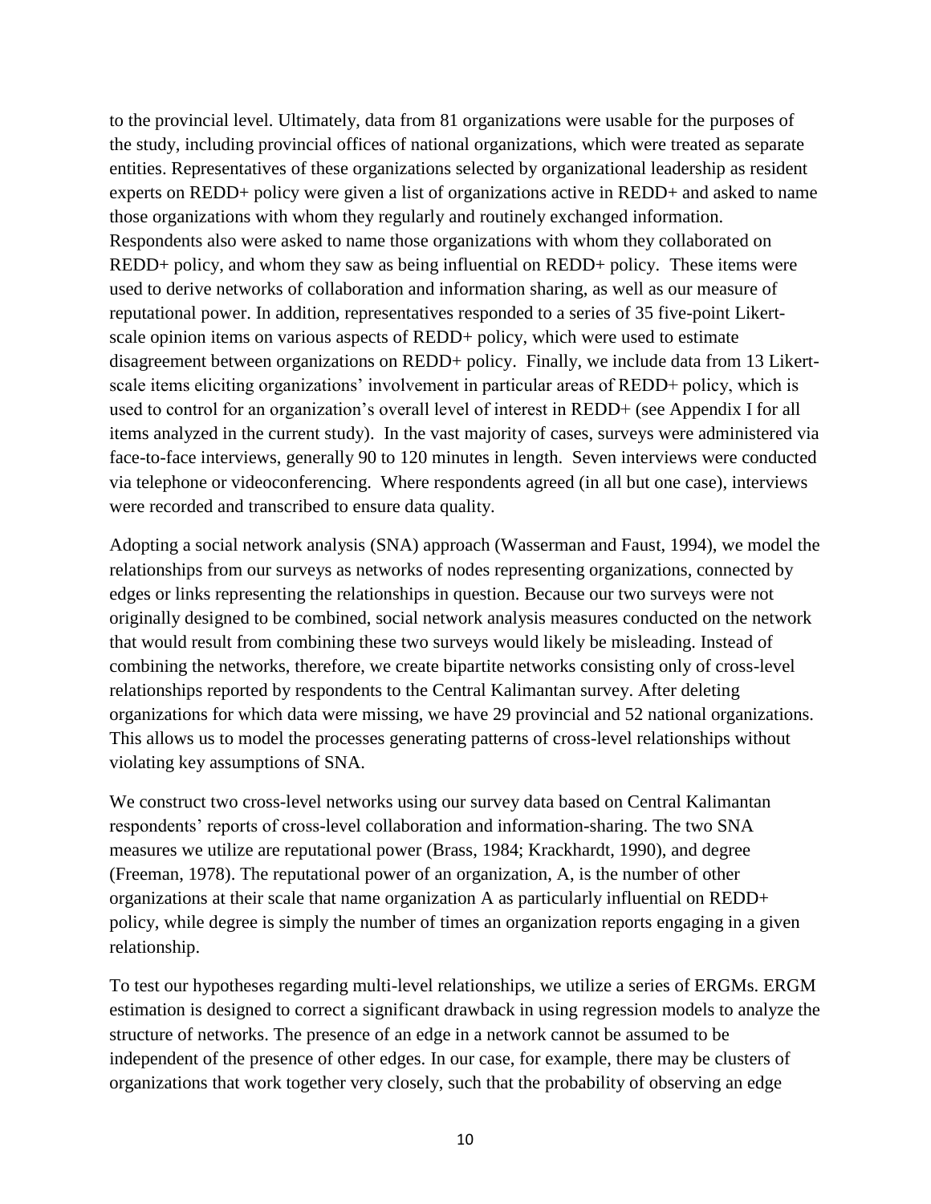to the provincial level. Ultimately, data from 81 organizations were usable for the purposes of the study, including provincial offices of national organizations, which were treated as separate entities. Representatives of these organizations selected by organizational leadership as resident experts on REDD+ policy were given a list of organizations active in REDD+ and asked to name those organizations with whom they regularly and routinely exchanged information. Respondents also were asked to name those organizations with whom they collaborated on REDD+ policy, and whom they saw as being influential on REDD+ policy. These items were used to derive networks of collaboration and information sharing, as well as our measure of reputational power. In addition, representatives responded to a series of 35 five-point Likert-scale opinion items on various aspects of REDD+ policy, which were used to estimate disagreement between organizations on REDD+ policy. Finally, we include data from 13 Likert-scale items eliciting organizations' involvement in particular areas of REDD+ policy, which is used to control for an organization's overall level of interest in REDD+ (see Appendix I for all items analyzed in the current study). In the vast majority of cases, surveys were administered via face-to-face interviews, generally 90 to 120 minutes in length. Seven interviews were conducted via telephone or videoconferencing. Where respondents agreed (in all but one case), interviews were recorded and transcribed to ensure data quality.

Adopting a social network analysis (SNA) approach (Wasserman and Faust, 1994), we model the relationships from our surveys as networks of nodes representing organizations, connected by edges or links representing the relationships in question. Because our two surveys were not originally designed to be combined, social network analysis measures conducted on the network that would result from combining these two surveys would likely be misleading. Instead of combining the networks, therefore, we create bipartite networks consisting only of cross-level relationships reported by respondents to the Central Kalimantan survey. After deleting organizations for which data were missing, we have 29 provincial and 52 national organizations. This allows us to model the processes generating patterns of cross-level relationships without violating key assumptions of SNA.

We construct two cross-level networks using our survey data based on Central Kalimantan respondents' reports of cross-level collaboration and information-sharing. The two SNA measures we utilize are reputational power (Brass, 1984; Krackhardt, 1990), and degree (Freeman, 1978). The reputational power of an organization, A, is the number of other organizations at their scale that name organization A as particularly influential on REDD+ policy, while degree is simply the number of times an organization reports engaging in a given relationship.

To test our hypotheses regarding multi-level relationships, we utilize a series of ERGMs. ERGM estimation is designed to correct a significant drawback in using regression models to analyze the structure of networks. The presence of an edge in a network cannot be assumed to be independent of the presence of other edges. In our case, for example, there may be clusters of organizations that work together very closely, such that the probability of observing an edge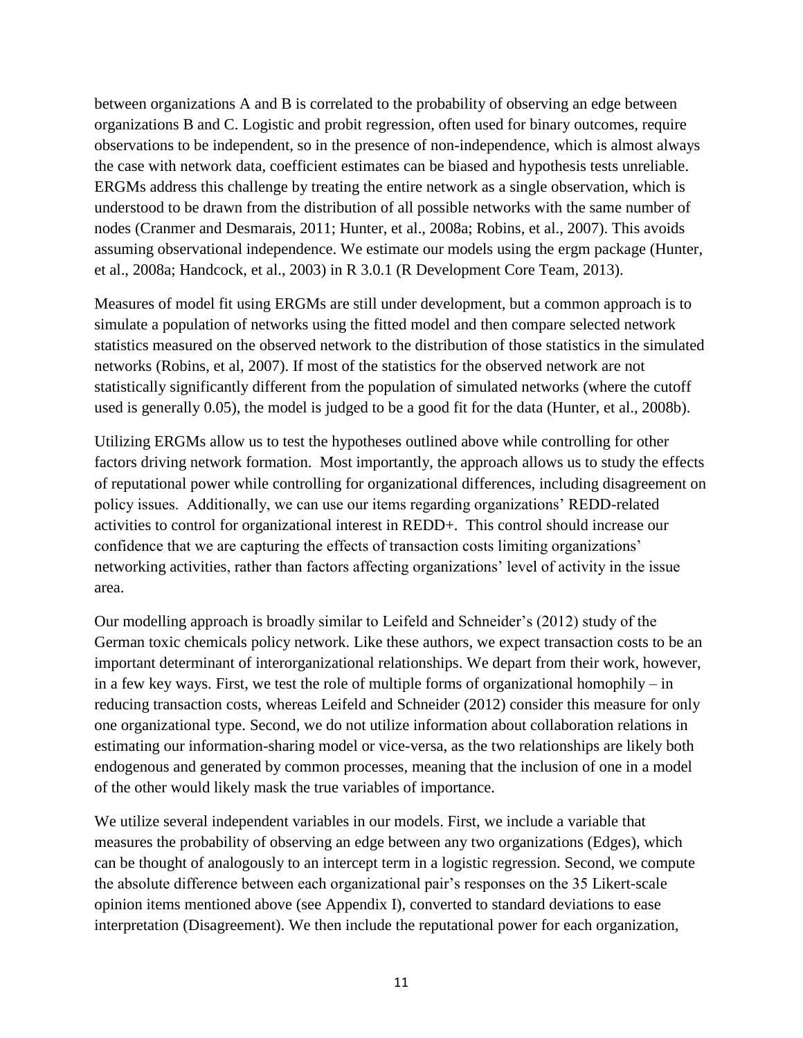between organizations A and B is correlated to the probability of observing an edge between organizations B and C. Logistic and probit regression, often used for binary outcomes, require observations to be independent, so in the presence of non-independence, which is almost always the case with network data, coefficient estimates can be biased and hypothesis tests unreliable. ERGMs address this challenge by treating the entire network as a single observation, which is understood to be drawn from the distribution of all possible networks with the same number of nodes (Cranmer and Desmarais, 2011; Hunter, et al., 2008a; Robins, et al., 2007). This avoids assuming observational independence. We estimate our models using the ergm package (Hunter, et al., 2008a; Handcock, et al., 2003) in R 3.0.1 (R Development Core Team, 2013).

Measures of model fit using ERGMs are still under development, but a common approach is to simulate a population of networks using the fitted model and then compare selected network statistics measured on the observed network to the distribution of those statistics in the simulated networks (Robins, et al, 2007). If most of the statistics for the observed network are not statistically significantly different from the population of simulated networks (where the cutoff used is generally 0.05), the model is judged to be a good fit for the data (Hunter, et al., 2008b).

Utilizing ERGMs allow us to test the hypotheses outlined above while controlling for other factors driving network formation. Most importantly, the approach allows us to study the effects of reputational power while controlling for organizational differences, including disagreement on policy issues. Additionally, we can use our items regarding organizations' REDD-related activities to control for organizational interest in REDD+. This control should increase our confidence that we are capturing the effects of transaction costs limiting organizations' networking activities, rather than factors affecting organizations' level of activity in the issue area.

Our modelling approach is broadly similar to Leifeld and Schneider's (2012) study of the German toxic chemicals policy network. Like these authors, we expect transaction costs to be an important determinant of interorganizational relationships. We depart from their work, however, in a few key ways. First, we test the role of multiple forms of organizational homophily – in reducing transaction costs, whereas Leifeld and Schneider (2012) consider this measure for only one organizational type. Second, we do not utilize information about collaboration relations in estimating our information-sharing model or vice-versa, as the two relationships are likely both endogenous and generated by common processes, meaning that the inclusion of one in a model of the other would likely mask the true variables of importance.

We utilize several independent variables in our models. First, we include a variable that measures the probability of observing an edge between any two organizations (Edges), which can be thought of analogously to an intercept term in a logistic regression. Second, we compute the absolute difference between each organizational pair's responses on the 35 Likert-scale opinion items mentioned above (see Appendix I), converted to standard deviations to ease interpretation (Disagreement). We then include the reputational power for each organization,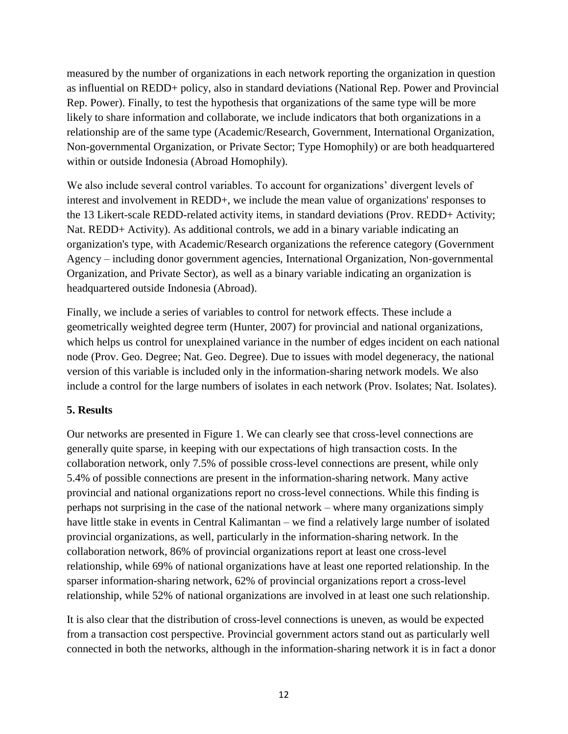measured by the number of organizations in each network reporting the organization in question as influential on REDD+ policy, also in standard deviations (National Rep. Power and Provincial Rep. Power). Finally, to test the hypothesis that organizations of the same type will be more likely to share information and collaborate, we include indicators that both organizations in a relationship are of the same type (Academic/Research, Government, International Organization, Non-governmental Organization, or Private Sector; Type Homophily) or are both headquartered within or outside Indonesia (Abroad Homophily).

We also include several control variables. To account for organizations' divergent levels of interest and involvement in REDD+, we include the mean value of organizations' responses to the 13 Likert-scale REDD-related activity items, in standard deviations (Prov. REDD+ Activity; Nat. REDD+ Activity). As additional controls, we add in a binary variable indicating an organization's type, with Academic/Research organizations the reference category (Government Agency – including donor government agencies, International Organization, Non-governmental Organization, and Private Sector), as well as a binary variable indicating an organization is headquartered outside Indonesia (Abroad).

Finally, we include a series of variables to control for network effects. These include a geometrically weighted degree term (Hunter, 2007) for provincial and national organizations, which helps us control for unexplained variance in the number of edges incident on each national node (Prov. Geo. Degree; Nat. Geo. Degree). Due to issues with model degeneracy, the national version of this variable is included only in the information-sharing network models. We also include a control for the large numbers of isolates in each network (Prov. Isolates; Nat. Isolates).

## 5. Results

Our networks are presented in Figure 1. We can clearly see that cross-level connections are generally quite sparse, in keeping with our expectations of high transaction costs. In the collaboration network, only 7.5% of possible cross-level connections are present, while only 5.4% of possible connections are present in the information-sharing network. Many active provincial and national organizations report no cross-level connections. While this finding is perhaps not surprising in the case of the national network – where many organizations simply have little stake in events in Central Kalimantan – we find a relatively large number of isolated provincial organizations, as well, particularly in the information-sharing network. In the collaboration network, 86% of provincial organizations report at least one cross-level relationship, while 69% of national organizations have at least one reported relationship. In the sparser information-sharing network, 62% of provincial organizations report a cross-level relationship, while 52% of national organizations are involved in at least one such relationship.

It is also clear that the distribution of cross-level connections is uneven, as would be expected from a transaction cost perspective. Provincial government actors stand out as particularly well connected in both the networks, although in the information-sharing network it is in fact a donor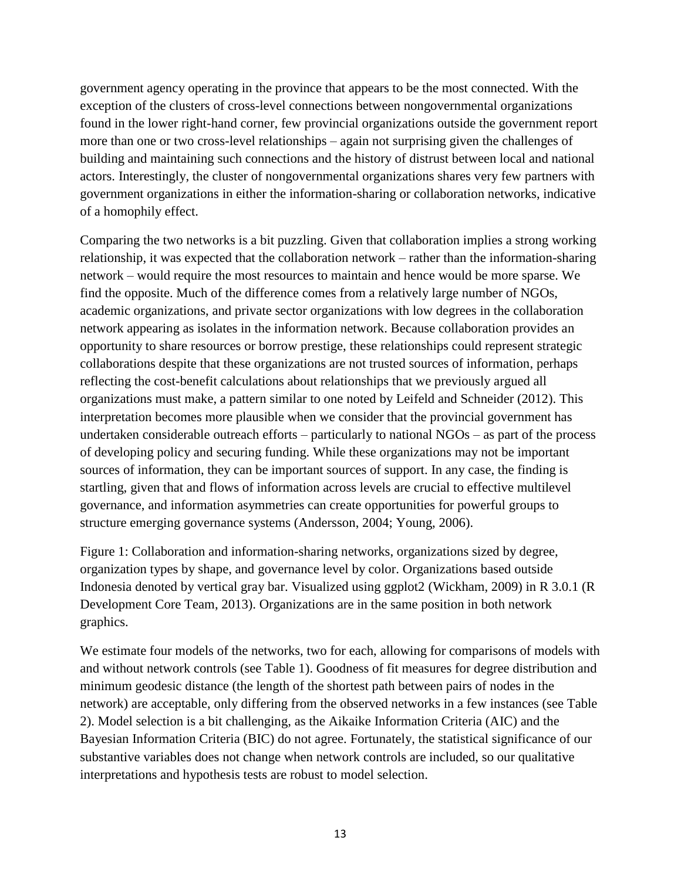government agency operating in the province that appears to be the most connected. With the exception of the clusters of cross-level connections between nongovernmental organizations found in the lower right-hand corner, few provincial organizations outside the government report more than one or two cross-level relationships – again not surprising given the challenges of building and maintaining such connections and the history of distrust between local and national actors. Interestingly, the cluster of nongovernmental organizations shares very few partners with government organizations in either the information-sharing or collaboration networks, indicative of a homophily effect.

Comparing the two networks is a bit puzzling. Given that collaboration implies a strong working relationship, it was expected that the collaboration network – rather than the information-sharing network – would require the most resources to maintain and hence would be more sparse. We find the opposite. Much of the difference comes from a relatively large number of NGOs, academic organizations, and private sector organizations with low degrees in the collaboration network appearing as isolates in the information network. Because collaboration provides an opportunity to share resources or borrow prestige, these relationships could represent strategic collaborations despite that these organizations are not trusted sources of information, perhaps reflecting the cost-benefit calculations about relationships that we previously argued all organizations must make, a pattern similar to one noted by Leifeld and Schneider (2012). This interpretation becomes more plausible when we consider that the provincial government has undertaken considerable outreach efforts – particularly to national NGOs – as part of the process of developing policy and securing funding. While these organizations may not be important sources of information, they can be important sources of support. In any case, the finding is startling, given that and flows of information across levels are crucial to effective multilevel governance, and information asymmetries can create opportunities for powerful groups to structure emerging governance systems (Andersson, 2004; Young, 2006).

Figure 1: Collaboration and information-sharing networks, organizations sized by degree, organization types by shape, and governance level by color. Organizations based outside Indonesia denoted by vertical gray bar. Visualized using ggplot2 (Wickham, 2009) in R 3.0.1 (R Development Core Team, 2013). Organizations are in the same position in both network graphics.

We estimate four models of the networks, two for each, allowing for comparisons of models with and without network controls (see Table 1). Goodness of fit measures for degree distribution and minimum geodesic distance (the length of the shortest path between pairs of nodes in the network) are acceptable, only differing from the observed networks in a few instances (see Table 2). Model selection is a bit challenging, as the Aikaike Information Criteria (AIC) and the Bayesian Information Criteria (BIC) do not agree. Fortunately, the statistical significance of our substantive variables does not change when network controls are included, so our qualitative interpretations and hypothesis tests are robust to model selection.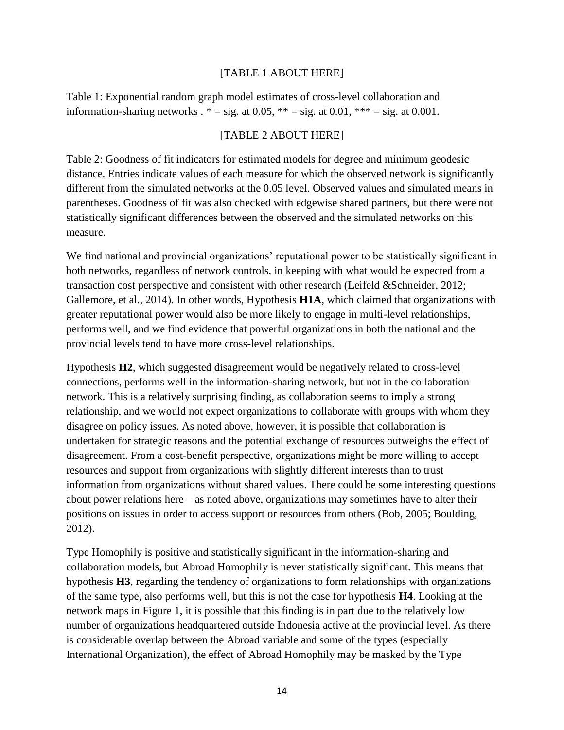[TABLE 1 ABOUT HERE]

Table 1: Exponential random graph model estimates of cross-level collaboration and information-sharing networks . * = sig. at 0.05, ** = sig. at 0.01, *** = sig. at 0.001.

[TABLE 2 ABOUT HERE]

Table 2: Goodness of fit indicators for estimated models for degree and minimum geodesic distance. Entries indicate values of each measure for which the observed network is significantly different from the simulated networks at the 0.05 level. Observed values and simulated means in parentheses. Goodness of fit was also checked with edgewise shared partners, but there were not statistically significant differences between the observed and the simulated networks on this measure.

We find national and provincial organizations' reputational power to be statistically significant in both networks, regardless of network controls, in keeping with what would be expected from a transaction cost perspective and consistent with other research (Leifeld &Schneider, 2012; Gallemore, et al., 2014). In other words, Hypothesis **H1A**, which claimed that organizations with greater reputational power would also be more likely to engage in multi-level relationships, performs well, and we find evidence that powerful organizations in both the national and the provincial levels tend to have more cross-level relationships.

Hypothesis **H2**, which suggested disagreement would be negatively related to cross-level connections, performs well in the information-sharing network, but not in the collaboration network. This is a relatively surprising finding, as collaboration seems to imply a strong relationship, and we would not expect organizations to collaborate with groups with whom they disagree on policy issues. As noted above, however, it is possible that collaboration is undertaken for strategic reasons and the potential exchange of resources outweighs the effect of disagreement. From a cost-benefit perspective, organizations might be more willing to accept resources and support from organizations with slightly different interests than to trust information from organizations without shared values. There could be some interesting questions about power relations here – as noted above, organizations may sometimes have to alter their positions on issues in order to access support or resources from others (Bob, 2005; Boulding, 2012).

Type Homophily is positive and statistically significant in the information-sharing and collaboration models, but Abroad Homophily is never statistically significant. This means that hypothesis **H3**, regarding the tendency of organizations to form relationships with organizations of the same type, also performs well, but this is not the case for hypothesis **H4**. Looking at the network maps in Figure 1, it is possible that this finding is in part due to the relatively low number of organizations headquartered outside Indonesia active at the provincial level. As there is considerable overlap between the Abroad variable and some of the types (especially International Organization), the effect of Abroad Homophily may be masked by the Type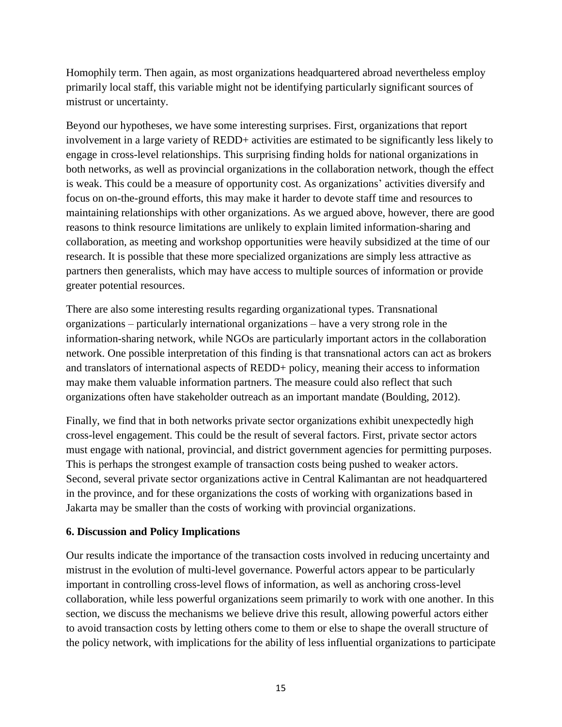Homophily term. Then again, as most organizations headquartered abroad nevertheless employ primarily local staff, this variable might not be identifying particularly significant sources of mistrust or uncertainty.

Beyond our hypotheses, we have some interesting surprises. First, organizations that report involvement in a large variety of REDD+ activities are estimated to be significantly less likely to engage in cross-level relationships. This surprising finding holds for national organizations in both networks, as well as provincial organizations in the collaboration network, though the effect is weak. This could be a measure of opportunity cost. As organizations' activities diversify and focus on on-the-ground efforts, this may make it harder to devote staff time and resources to maintaining relationships with other organizations. As we argued above, however, there are good reasons to think resource limitations are unlikely to explain limited information-sharing and collaboration, as meeting and workshop opportunities were heavily subsidized at the time of our research. It is possible that these more specialized organizations are simply less attractive as partners then generalists, which may have access to multiple sources of information or provide greater potential resources.

There are also some interesting results regarding organizational types. Transnational organizations – particularly international organizations – have a very strong role in the information-sharing network, while NGOs are particularly important actors in the collaboration network. One possible interpretation of this finding is that transnational actors can act as brokers and translators of international aspects of REDD+ policy, meaning their access to information may make them valuable information partners. The measure could also reflect that such organizations often have stakeholder outreach as an important mandate (Boulding, 2012).

Finally, we find that in both networks private sector organizations exhibit unexpectedly high cross-level engagement. This could be the result of several factors. First, private sector actors must engage with national, provincial, and district government agencies for permitting purposes. This is perhaps the strongest example of transaction costs being pushed to weaker actors. Second, several private sector organizations active in Central Kalimantan are not headquartered in the province, and for these organizations the costs of working with organizations based in Jakarta may be smaller than the costs of working with provincial organizations.

## 6. Discussion and Policy Implications

Our results indicate the importance of the transaction costs involved in reducing uncertainty and mistrust in the evolution of multi-level governance. Powerful actors appear to be particularly important in controlling cross-level flows of information, as well as anchoring cross-level collaboration, while less powerful organizations seem primarily to work with one another. In this section, we discuss the mechanisms we believe drive this result, allowing powerful actors either to avoid transaction costs by letting others come to them or else to shape the overall structure of the policy network, with implications for the ability of less influential organizations to participate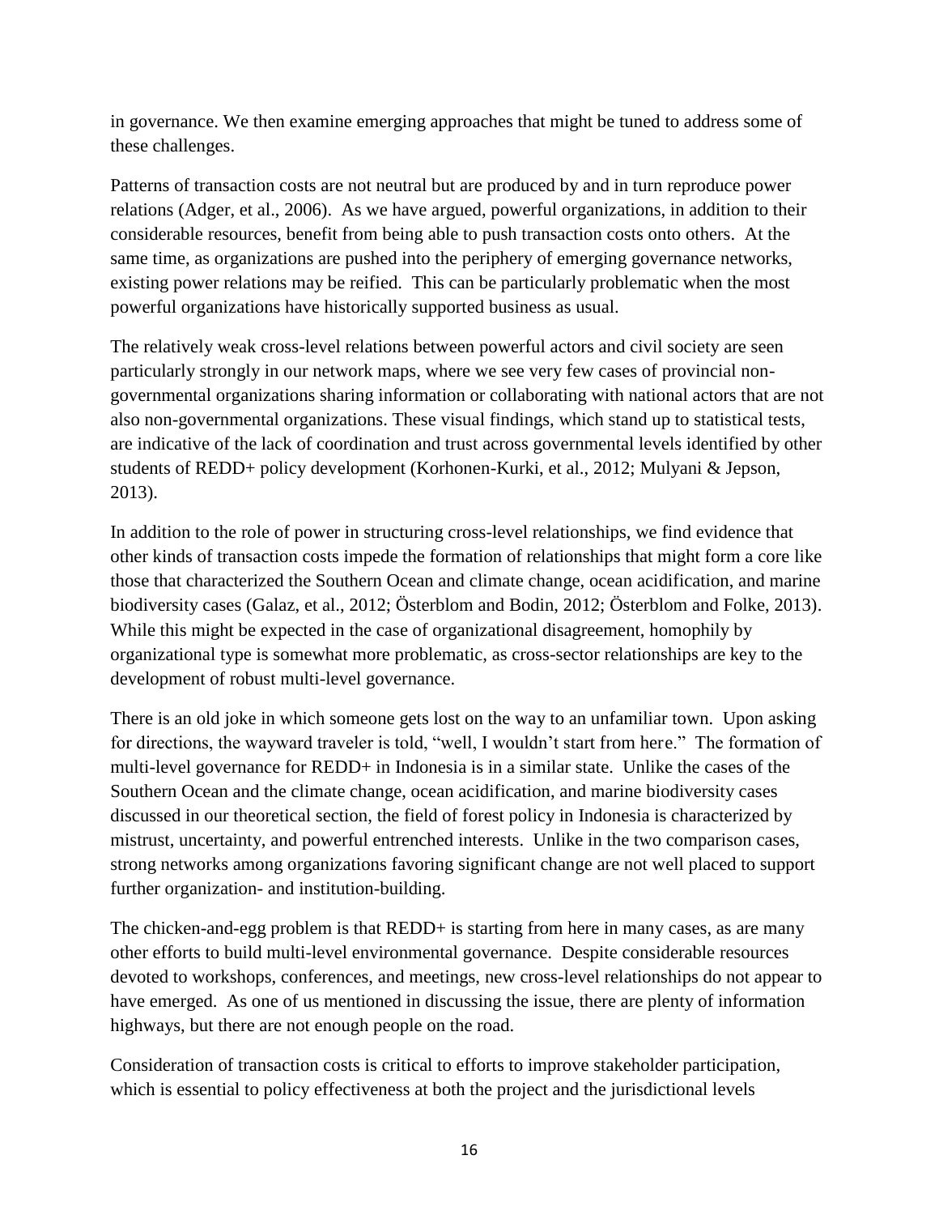in governance. We then examine emerging approaches that might be tuned to address some of these challenges.

Patterns of transaction costs are not neutral but are produced by and in turn reproduce power relations (Adger, et al., 2006). As we have argued, powerful organizations, in addition to their considerable resources, benefit from being able to push transaction costs onto others. At the same time, as organizations are pushed into the periphery of emerging governance networks, existing power relations may be reified. This can be particularly problematic when the most powerful organizations have historically supported business as usual.

The relatively weak cross-level relations between powerful actors and civil society are seen particularly strongly in our network maps, where we see very few cases of provincial non-governmental organizations sharing information or collaborating with national actors that are not also non-governmental organizations. These visual findings, which stand up to statistical tests, are indicative of the lack of coordination and trust across governmental levels identified by other students of REDD+ policy development (Korhonen-Kurki, et al., 2012; Mulyani & Jepson, 2013).

In addition to the role of power in structuring cross-level relationships, we find evidence that other kinds of transaction costs impede the formation of relationships that might form a core like those that characterized the Southern Ocean and climate change, ocean acidification, and marine biodiversity cases (Galaz, et al., 2012; Österblom and Bodin, 2012; Österblom and Folke, 2013). While this might be expected in the case of organizational disagreement, homophily by organizational type is somewhat more problematic, as cross-sector relationships are key to the development of robust multi-level governance.

There is an old joke in which someone gets lost on the way to an unfamiliar town. Upon asking for directions, the wayward traveler is told, "well, I wouldn't start from here." The formation of multi-level governance for REDD+ in Indonesia is in a similar state. Unlike the cases of the Southern Ocean and the climate change, ocean acidification, and marine biodiversity cases discussed in our theoretical section, the field of forest policy in Indonesia is characterized by mistrust, uncertainty, and powerful entrenched interests. Unlike in the two comparison cases, strong networks among organizations favoring significant change are not well placed to support further organization- and institution-building.

The chicken-and-egg problem is that REDD+ is starting from here in many cases, as are many other efforts to build multi-level environmental governance. Despite considerable resources devoted to workshops, conferences, and meetings, new cross-level relationships do not appear to have emerged. As one of us mentioned in discussing the issue, there are plenty of information highways, but there are not enough people on the road.

Consideration of transaction costs is critical to efforts to improve stakeholder participation, which is essential to policy effectiveness at both the project and the jurisdictional levels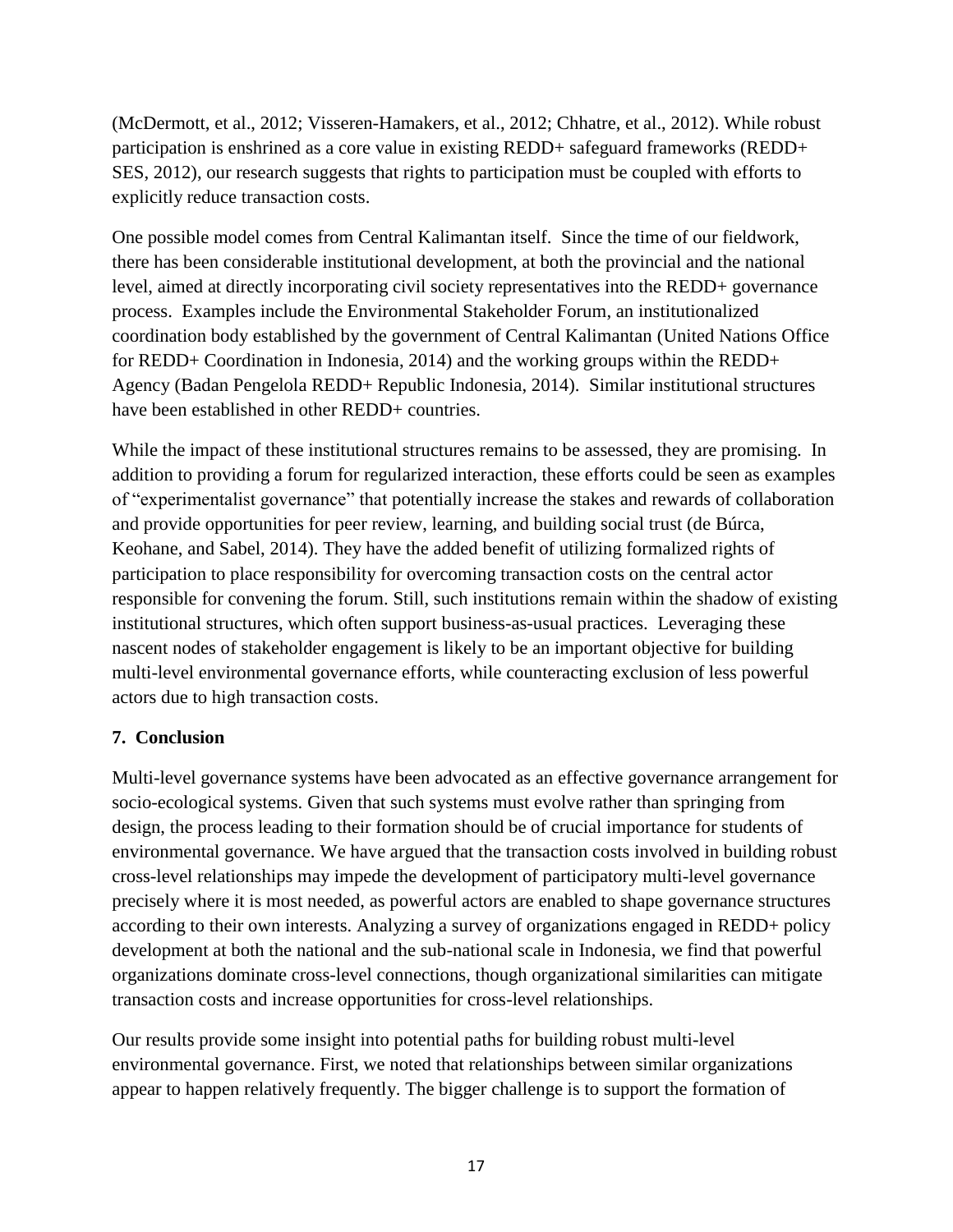(McDermott, et al., 2012; Visseren-Hamakers, et al., 2012; Chhatre, et al., 2012). While robust participation is enshrined as a core value in existing REDD+ safeguard frameworks (REDD+ SES, 2012), our research suggests that rights to participation must be coupled with efforts to explicitly reduce transaction costs.

One possible model comes from Central Kalimantan itself. Since the time of our fieldwork, there has been considerable institutional development, at both the provincial and the national level, aimed at directly incorporating civil society representatives into the REDD+ governance process. Examples include the Environmental Stakeholder Forum, an institutionalized coordination body established by the government of Central Kalimantan (United Nations Office for REDD+ Coordination in Indonesia, 2014) and the working groups within the REDD+ Agency (Badan Pengelola REDD+ Republic Indonesia, 2014). Similar institutional structures have been established in other REDD+ countries.

While the impact of these institutional structures remains to be assessed, they are promising. In addition to providing a forum for regularized interaction, these efforts could be seen as examples of "experimentalist governance" that potentially increase the stakes and rewards of collaboration and provide opportunities for peer review, learning, and building social trust (de Búrca, Keohane, and Sabel, 2014). They have the added benefit of utilizing formalized rights of participation to place responsibility for overcoming transaction costs on the central actor responsible for convening the forum. Still, such institutions remain within the shadow of existing institutional structures, which often support business-as-usual practices. Leveraging these nascent nodes of stakeholder engagement is likely to be an important objective for building multi-level environmental governance efforts, while counteracting exclusion of less powerful actors due to high transaction costs.

## 7. Conclusion

Multi-level governance systems have been advocated as an effective governance arrangement for socio-ecological systems. Given that such systems must evolve rather than springing from design, the process leading to their formation should be of crucial importance for students of environmental governance. We have argued that the transaction costs involved in building robust cross-level relationships may impede the development of participatory multi-level governance precisely where it is most needed, as powerful actors are enabled to shape governance structures according to their own interests. Analyzing a survey of organizations engaged in REDD+ policy development at both the national and the sub-national scale in Indonesia, we find that powerful organizations dominate cross-level connections, though organizational similarities can mitigate transaction costs and increase opportunities for cross-level relationships.

Our results provide some insight into potential paths for building robust multi-level environmental governance. First, we noted that relationships between similar organizations appear to happen relatively frequently. The bigger challenge is to support the formation of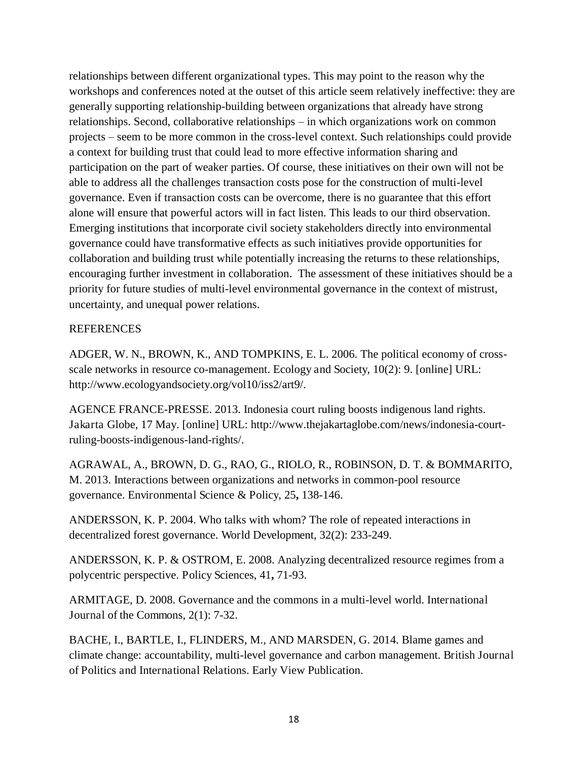relationships between different organizational types. This may point to the reason why the workshops and conferences noted at the outset of this article seem relatively ineffective: they are generally supporting relationship-building between organizations that already have strong relationships. Second, collaborative relationships – in which organizations work on common projects – seem to be more common in the cross-level context. Such relationships could provide a context for building trust that could lead to more effective information sharing and participation on the part of weaker parties. Of course, these initiatives on their own will not be able to address all the challenges transaction costs pose for the construction of multi-level governance. Even if transaction costs can be overcome, there is no guarantee that this effort alone will ensure that powerful actors will in fact listen. This leads to our third observation. Emerging institutions that incorporate civil society stakeholders directly into environmental governance could have transformative effects as such initiatives provide opportunities for collaboration and building trust while potentially increasing the returns to these relationships, encouraging further investment in collaboration. The assessment of these initiatives should be a priority for future studies of multi-level environmental governance in the context of mistrust, uncertainty, and unequal power relations.

## REFERENCES

ADGER, W. N., BROWN, K., AND TOMPKINS, E. L. 2006. The political economy of cross-scale networks in resource co-management. Ecology and Society, 10(2): 9. [online] URL: http://www.ecologyandsociety.org/vol10/iss2/art9/.

AGENCE FRANCE-PRESSE. 2013. Indonesia court ruling boosts indigenous land rights. Jakarta Globe, 17 May. [online] URL: http://www.thejakartaglobe.com/news/indonesia-court-ruling-boosts-indigenous-land-rights/.

AGRAWAL, A., BROWN, D. G., RAO, G., RIOLO, R., ROBINSON, D. T. & BOMMARITO, M. 2013. Interactions between organizations and networks in common-pool resource governance. Environmental Science & Policy, 25**,** 138-146.

ANDERSSON, K. P. 2004. Who talks with whom? The role of repeated interactions in decentralized forest governance. World Development, 32(2): 233-249.

ANDERSSON, K. P. & OSTROM, E. 2008. Analyzing decentralized resource regimes from a polycentric perspective. Policy Sciences, 41**,** 71-93.

ARMITAGE, D. 2008. Governance and the commons in a multi-level world. International Journal of the Commons, 2(1): 7-32.

BACHE, I., BARTLE, I., FLINDERS, M., AND MARSDEN, G. 2014. Blame games and climate change: accountability, multi-level governance and carbon management. British Journal of Politics and International Relations. Early View Publication.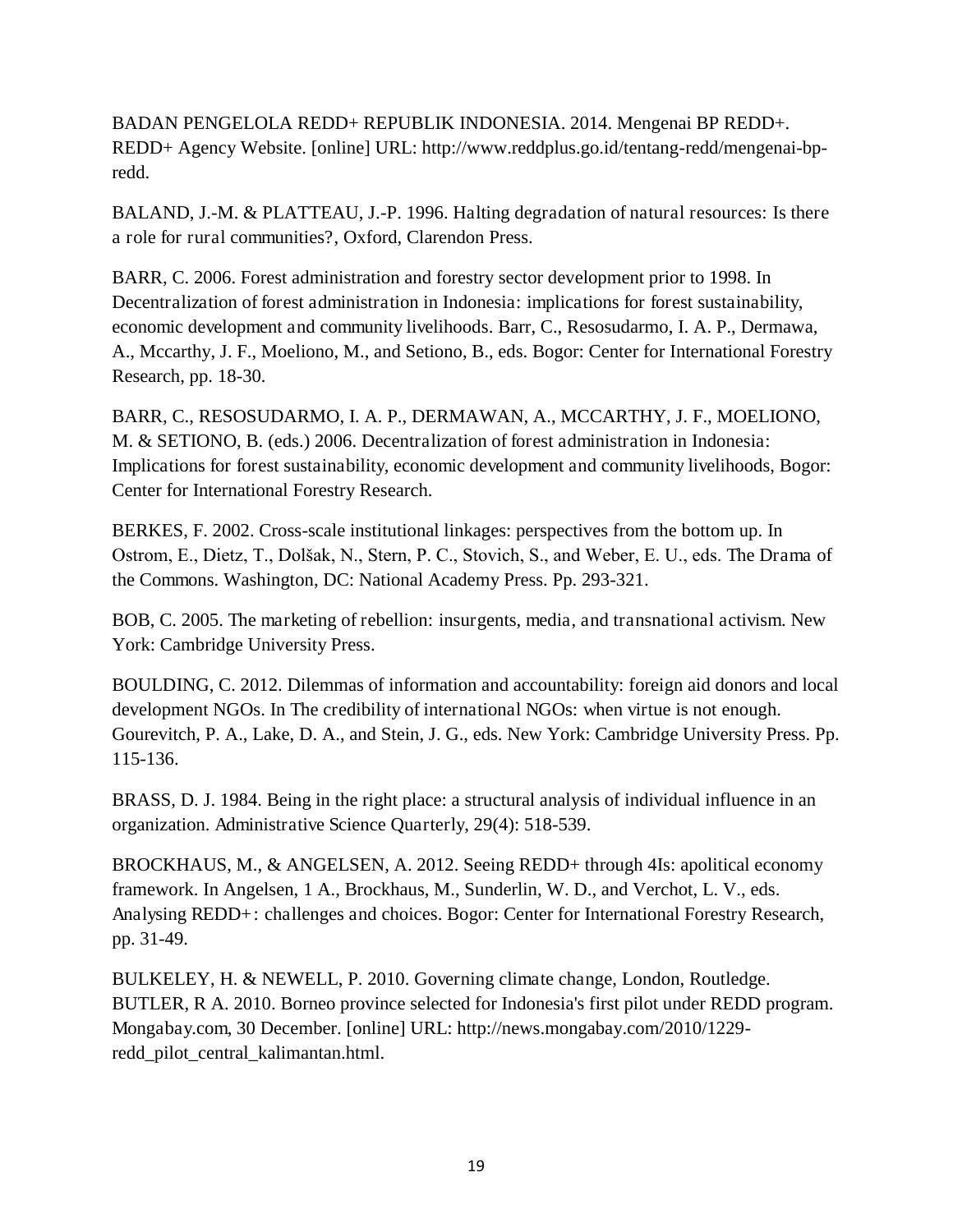BADAN PENGELOLA REDD+ REPUBLIK INDONESIA. 2014. Mengenai BP REDD+. REDD+ Agency Website. [online] URL: http://www.reddplus.go.id/tentang-redd/mengenai-bp-redd.

BALAND, J.-M. & PLATTEAU, J.-P. 1996. Halting degradation of natural resources: Is there a role for rural communities?, Oxford, Clarendon Press.

BARR, C. 2006. Forest administration and forestry sector development prior to 1998. In Decentralization of forest administration in Indonesia: implications for forest sustainability, economic development and community livelihoods. Barr, C., Resosudarmo, I. A. P., Dermawa, A., Mccarthy, J. F., Moeliono, M., and Setiono, B., eds. Bogor: Center for International Forestry Research, pp. 18-30.

BARR, C., RESOSUDARMO, I. A. P., DERMAWAN, A., MCCARTHY, J. F., MOELIONO, M. & SETIONO, B. (eds.) 2006. Decentralization of forest administration in Indonesia: Implications for forest sustainability, economic development and community livelihoods, Bogor: Center for International Forestry Research.

BERKES, F. 2002. Cross-scale institutional linkages: perspectives from the bottom up. In Ostrom, E., Dietz, T., Dolšak, N., Stern, P. C., Stovich, S., and Weber, E. U., eds. The Drama of the Commons. Washington, DC: National Academy Press. Pp. 293-321.

BOB, C. 2005. The marketing of rebellion: insurgents, media, and transnational activism. New York: Cambridge University Press.

BOULDING, C. 2012. Dilemmas of information and accountability: foreign aid donors and local development NGOs. In The credibility of international NGOs: when virtue is not enough. Gourevitch, P. A., Lake, D. A., and Stein, J. G., eds. New York: Cambridge University Press. Pp. 115-136.

BRASS, D. J. 1984. Being in the right place: a structural analysis of individual influence in an organization. Administrative Science Quarterly, 29(4): 518-539.

BROCKHAUS, M., & ANGELSEN, A. 2012. Seeing REDD+ through 4Is: apolitical economy framework. In Angelsen, 1 A., Brockhaus, M., Sunderlin, W. D., and Verchot, L. V., eds. Analysing REDD+: challenges and choices. Bogor: Center for International Forestry Research, pp. 31-49.

BULKELEY, H. & NEWELL, P. 2010. Governing climate change, London, Routledge.

BUTLER, R A. 2010. Borneo province selected for Indonesia's first pilot under REDD program. Mongabay.com, 30 December. [online] URL: http://news.mongabay.com/2010/1229-redd_pilot_central_kalimantan.html.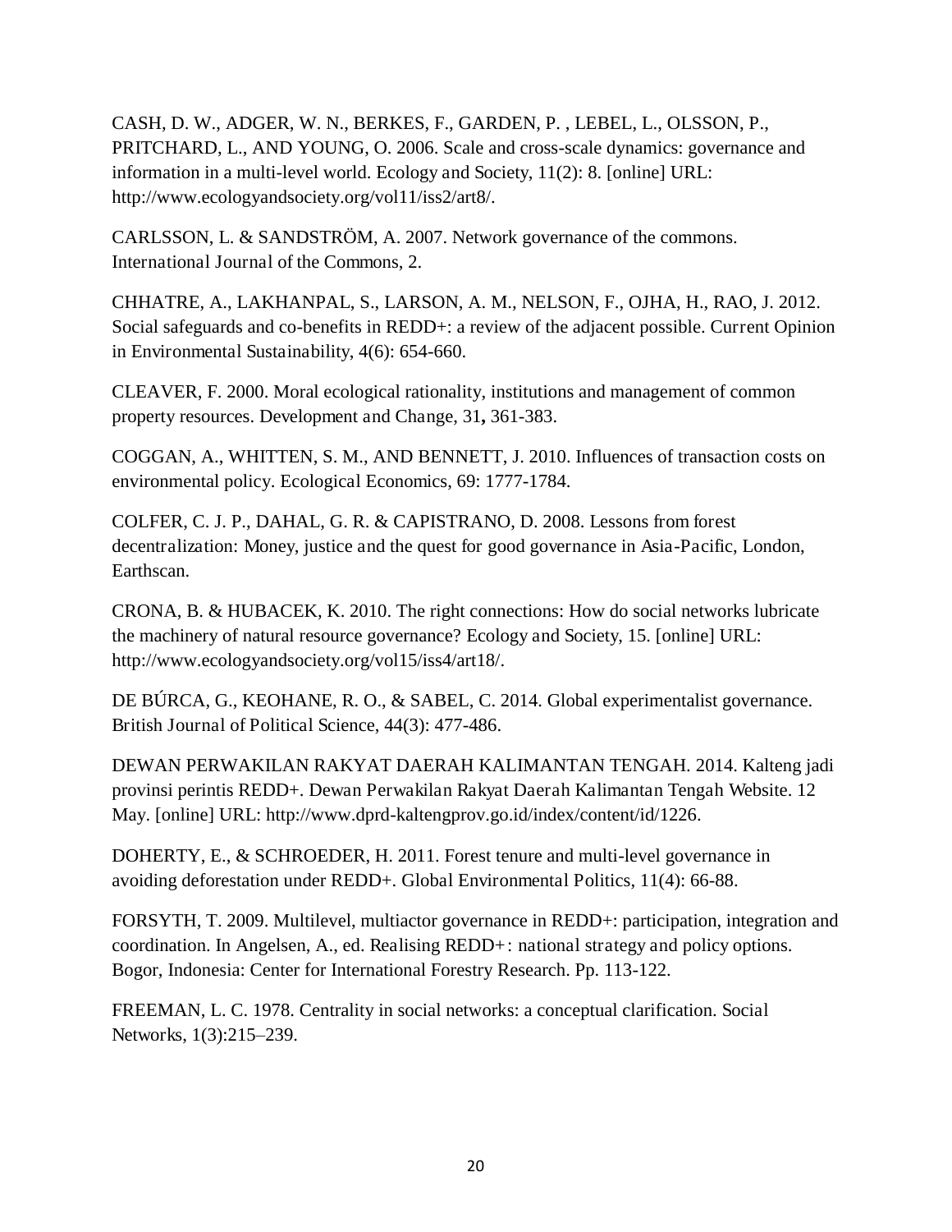CASH, D. W., ADGER, W. N., BERKES, F., GARDEN, P. , LEBEL, L., OLSSON, P., PRITCHARD, L., AND YOUNG, O. 2006. Scale and cross-scale dynamics: governance and information in a multi-level world. Ecology and Society, 11(2): 8. [online] URL: http://www.ecologyandsociety.org/vol11/iss2/art8/.

CARLSSON, L. & SANDSTRÖM, A. 2007. Network governance of the commons. International Journal of the Commons, 2.

CHHATRE, A., LAKHANPAL, S., LARSON, A. M., NELSON, F., OJHA, H., RAO, J. 2012. Social safeguards and co-benefits in REDD+: a review of the adjacent possible. Current Opinion in Environmental Sustainability, 4(6): 654-660.

CLEAVER, F. 2000. Moral ecological rationality, institutions and management of common property resources. Development and Change, 31**,** 361-383.

COGGAN, A., WHITTEN, S. M., AND BENNETT, J. 2010. Influences of transaction costs on environmental policy. Ecological Economics, 69: 1777-1784.

COLFER, C. J. P., DAHAL, G. R. & CAPISTRANO, D. 2008. Lessons from forest decentralization: Money, justice and the quest for good governance in Asia-Pacific, London, Earthscan.

CRONA, B. & HUBACEK, K. 2010. The right connections: How do social networks lubricate the machinery of natural resource governance? Ecology and Society, 15. [online] URL: http://www.ecologyandsociety.org/vol15/iss4/art18/.

DE BÚRCA, G., KEOHANE, R. O., & SABEL, C. 2014. Global experimentalist governance. British Journal of Political Science, 44(3): 477-486.

DEWAN PERWAKILAN RAKYAT DAERAH KALIMANTAN TENGAH. 2014. Kalteng jadi provinsi perintis REDD+. Dewan Perwakilan Rakyat Daerah Kalimantan Tengah Website. 12 May. [online] URL: http://www.dprd-kaltengprov.go.id/index/content/id/1226.

DOHERTY, E., & SCHROEDER, H. 2011. Forest tenure and multi-level governance in avoiding deforestation under REDD+. Global Environmental Politics, 11(4): 66-88.

FORSYTH, T. 2009. Multilevel, multiactor governance in REDD+: participation, integration and coordination. In Angelsen, A., ed. Realising REDD+: national strategy and policy options. Bogor, Indonesia: Center for International Forestry Research. Pp. 113-122.

FREEMAN, L. C. 1978. Centrality in social networks: a conceptual clarification. Social Networks, 1(3):215–239.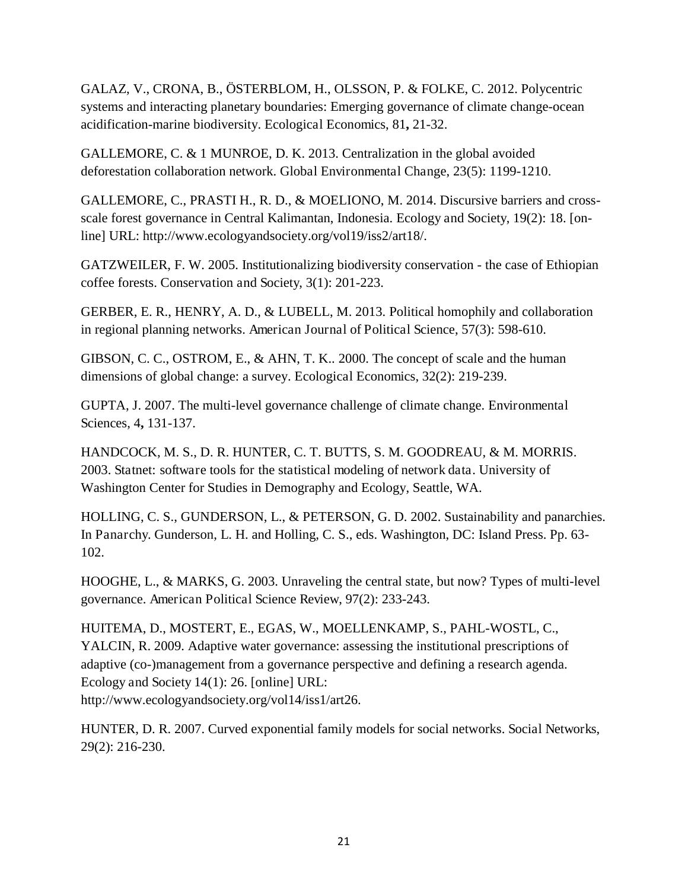GALAZ, V., CRONA, B., ÖSTERBLOM, H., OLSSON, P. & FOLKE, C. 2012. Polycentric systems and interacting planetary boundaries: Emerging governance of climate change-ocean acidification-marine biodiversity. Ecological Economics, 81**,** 21-32.

GALLEMORE, C. & 1 MUNROE, D. K. 2013. Centralization in the global avoided deforestation collaboration network. Global Environmental Change, 23(5): 1199-1210.

GALLEMORE, C., PRASTI H., R. D., & MOELIONO, M. 2014. Discursive barriers and cross-scale forest governance in Central Kalimantan, Indonesia. Ecology and Society, 19(2): 18. [on-line] URL: http://www.ecologyandsociety.org/vol19/iss2/art18/.

GATZWEILER, F. W. 2005. Institutionalizing biodiversity conservation - the case of Ethiopian coffee forests. Conservation and Society, 3(1): 201-223.

GERBER, E. R., HENRY, A. D., & LUBELL, M. 2013. Political homophily and collaboration in regional planning networks. American Journal of Political Science, 57(3): 598-610.

GIBSON, C. C., OSTROM, E., & AHN, T. K.. 2000. The concept of scale and the human dimensions of global change: a survey. Ecological Economics, 32(2): 219-239.

GUPTA, J. 2007. The multi-level governance challenge of climate change. Environmental Sciences, 4**,** 131-137.

HANDCOCK, M. S., D. R. HUNTER, C. T. BUTTS, S. M. GOODREAU, & M. MORRIS. 2003. Statnet: software tools for the statistical modeling of network data. University of Washington Center for Studies in Demography and Ecology, Seattle, WA.

HOLLING, C. S., GUNDERSON, L., & PETERSON, G. D. 2002. Sustainability and panarchies. In Panarchy. Gunderson, L. H. and Holling, C. S., eds. Washington, DC: Island Press. Pp. 63-102.

HOOGHE, L., & MARKS, G. 2003. Unraveling the central state, but now? Types of multi-level governance. American Political Science Review, 97(2): 233-243.

HUITEMA, D., MOSTERT, E., EGAS, W., MOELLENKAMP, S., PAHL-WOSTL, C., YALCIN, R. 2009. Adaptive water governance: assessing the institutional prescriptions of adaptive (co-)management from a governance perspective and defining a research agenda. Ecology and Society 14(1): 26. [online] URL: http://www.ecologyandsociety.org/vol14/iss1/art26.

HUNTER, D. R. 2007. Curved exponential family models for social networks. Social Networks, 29(2): 216-230.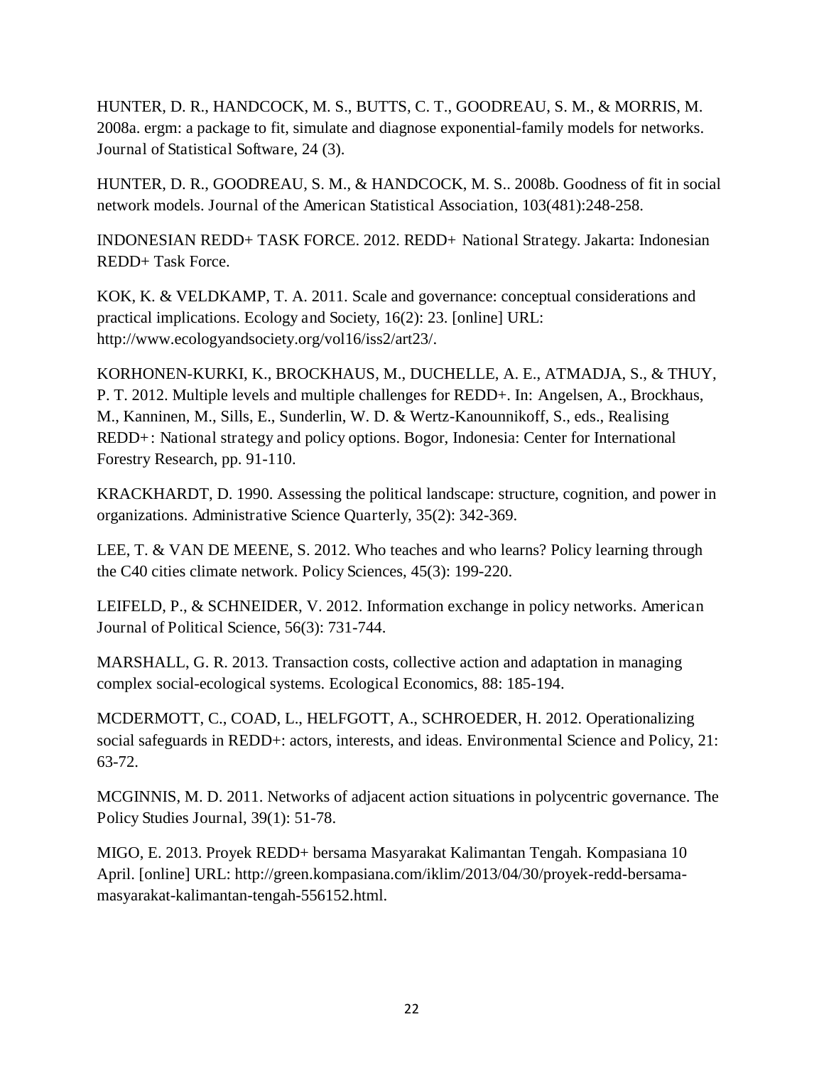HUNTER, D. R., HANDCOCK, M. S., BUTTS, C. T., GOODREAU, S. M., & MORRIS, M. 2008a. ergm: a package to fit, simulate and diagnose exponential-family models for networks. Journal of Statistical Software, 24 (3).

HUNTER, D. R., GOODREAU, S. M., & HANDCOCK, M. S.. 2008b. Goodness of fit in social network models. Journal of the American Statistical Association, 103(481):248-258.

INDONESIAN REDD+ TASK FORCE. 2012. REDD+ National Strategy. Jakarta: Indonesian REDD+ Task Force.

KOK, K. & VELDKAMP, T. A. 2011. Scale and governance: conceptual considerations and practical implications. Ecology and Society, 16(2): 23. [online] URL: http://www.ecologyandsociety.org/vol16/iss2/art23/.

KORHONEN-KURKI, K., BROCKHAUS, M., DUCHELLE, A. E., ATMADJA, S., & THUY, P. T. 2012. Multiple levels and multiple challenges for REDD+. In: Angelsen, A., Brockhaus, M., Kanninen, M., Sills, E., Sunderlin, W. D. & Wertz-Kanounnikoff, S., eds., Realising REDD+: National strategy and policy options. Bogor, Indonesia: Center for International Forestry Research, pp. 91-110.

KRACKHARDT, D. 1990. Assessing the political landscape: structure, cognition, and power in organizations. Administrative Science Quarterly, 35(2): 342-369.

LEE, T. & VAN DE MEENE, S. 2012. Who teaches and who learns? Policy learning through the C40 cities climate network. Policy Sciences, 45(3): 199-220.

LEIFELD, P., & SCHNEIDER, V. 2012. Information exchange in policy networks. American Journal of Political Science, 56(3): 731-744.

MARSHALL, G. R. 2013. Transaction costs, collective action and adaptation in managing complex social-ecological systems. Ecological Economics, 88: 185-194.

MCDERMOTT, C., COAD, L., HELFGOTT, A., SCHROEDER, H. 2012. Operationalizing social safeguards in REDD+: actors, interests, and ideas. Environmental Science and Policy, 21: 63-72.

MCGINNIS, M. D. 2011. Networks of adjacent action situations in polycentric governance. The Policy Studies Journal, 39(1): 51-78.

MIGO, E. 2013. Proyek REDD+ bersama Masyarakat Kalimantan Tengah. Kompasiana 10 April. [online] URL: http://green.kompasiana.com/iklim/2013/04/30/proyek-redd-bersama-masyarakat-kalimantan-tengah-556152.html.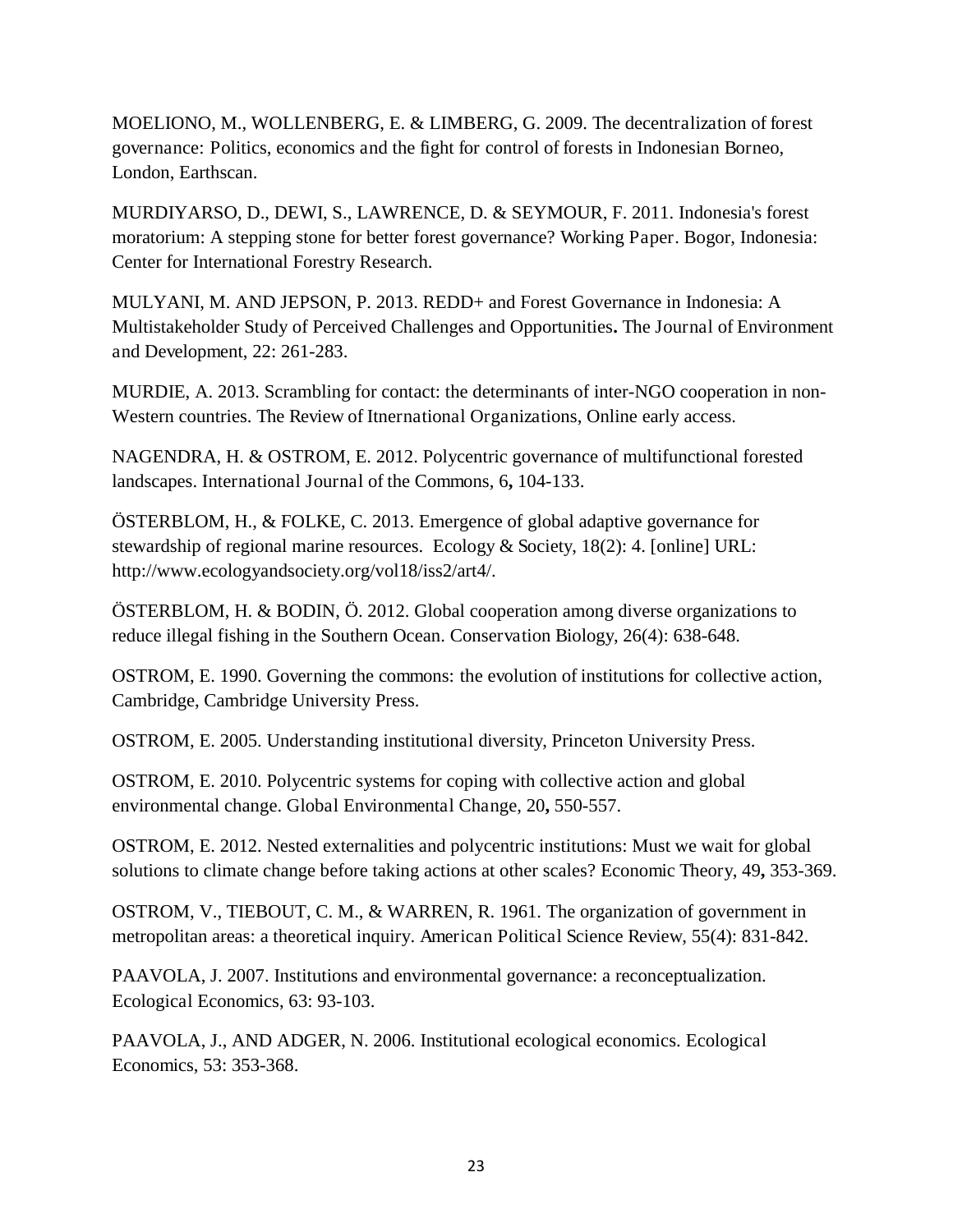MOELIONO, M., WOLLENBERG, E. & LIMBERG, G. 2009. The decentralization of forest governance: Politics, economics and the fight for control of forests in Indonesian Borneo, London, Earthscan.

MURDIYARSO, D., DEWI, S., LAWRENCE, D. & SEYMOUR, F. 2011. Indonesia's forest moratorium: A stepping stone for better forest governance? Working Paper. Bogor, Indonesia: Center for International Forestry Research.

MULYANI, M. AND JEPSON, P. 2013. REDD+ and Forest Governance in Indonesia: A Multistakeholder Study of Perceived Challenges and Opportunities**.** The Journal of Environment and Development, 22: 261-283.

MURDIE, A. 2013. Scrambling for contact: the determinants of inter-NGO cooperation in non-Western countries. The Review of Itnernational Organizations, Online early access.

NAGENDRA, H. & OSTROM, E. 2012. Polycentric governance of multifunctional forested landscapes. International Journal of the Commons, 6**,** 104-133.

ÖSTERBLOM, H., & FOLKE, C. 2013. Emergence of global adaptive governance for stewardship of regional marine resources. Ecology & Society, 18(2): 4. [online] URL: http://www.ecologyandsociety.org/vol18/iss2/art4/.

ÖSTERBLOM, H. & BODIN, Ö. 2012. Global cooperation among diverse organizations to reduce illegal fishing in the Southern Ocean. Conservation Biology, 26(4): 638-648.

OSTROM, E. 1990. Governing the commons: the evolution of institutions for collective action, Cambridge, Cambridge University Press.

OSTROM, E. 2005. Understanding institutional diversity, Princeton University Press.

OSTROM, E. 2010. Polycentric systems for coping with collective action and global environmental change. Global Environmental Change, 20**,** 550-557.

OSTROM, E. 2012. Nested externalities and polycentric institutions: Must we wait for global solutions to climate change before taking actions at other scales? Economic Theory, 49**,** 353-369.

OSTROM, V., TIEBOUT, C. M., & WARREN, R. 1961. The organization of government in metropolitan areas: a theoretical inquiry. American Political Science Review, 55(4): 831-842.

PAAVOLA, J. 2007. Institutions and environmental governance: a reconceptualization. Ecological Economics, 63: 93-103.

PAAVOLA, J., AND ADGER, N. 2006. Institutional ecological economics. Ecological Economics, 53: 353-368.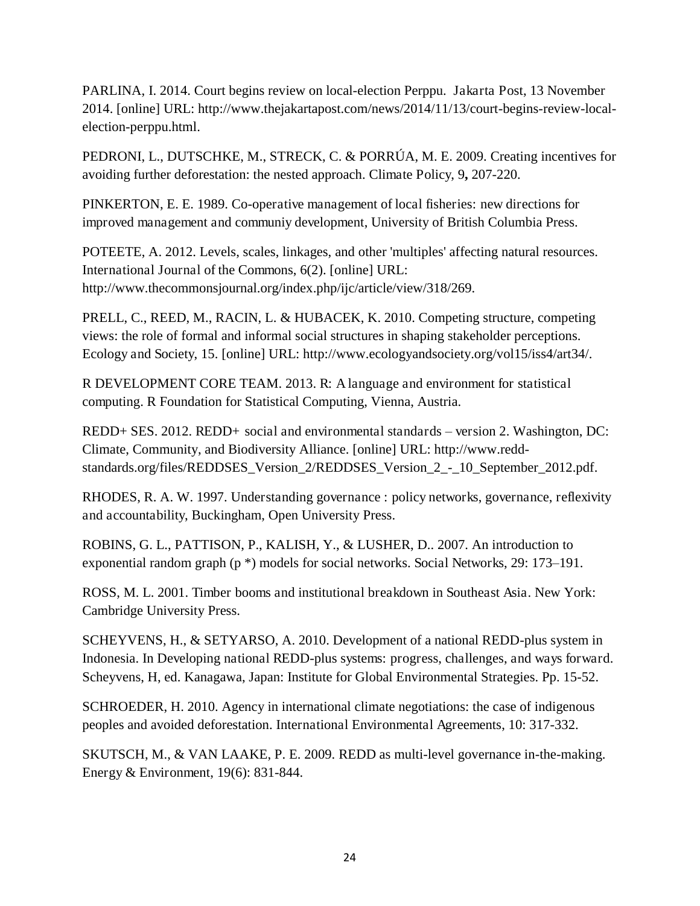PARLINA, I. 2014. Court begins review on local-election Perppu. Jakarta Post, 13 November 2014. [online] URL: http://www.thejakartapost.com/news/2014/11/13/court-begins-review-local-election-perppu.html.

PEDRONI, L., DUTSCHKE, M., STRECK, C. & PORRÚA, M. E. 2009. Creating incentives for avoiding further deforestation: the nested approach. Climate Policy, 9**,** 207-220.

PINKERTON, E. E. 1989. Co-operative management of local fisheries: new directions for improved management and communiy development, University of British Columbia Press.

POTEETE, A. 2012. Levels, scales, linkages, and other 'multiples' affecting natural resources. International Journal of the Commons, 6(2). [online] URL: http://www.thecommonsjournal.org/index.php/ijc/article/view/318/269.

PRELL, C., REED, M., RACIN, L. & HUBACEK, K. 2010. Competing structure, competing views: the role of formal and informal social structures in shaping stakeholder perceptions. Ecology and Society, 15. [online] URL: http://www.ecologyandsociety.org/vol15/iss4/art34/.

R DEVELOPMENT CORE TEAM. 2013. R: A language and environment for statistical computing. R Foundation for Statistical Computing, Vienna, Austria.

REDD+ SES. 2012. REDD+ social and environmental standards – version 2. Washington, DC: Climate, Community, and Biodiversity Alliance. [online] URL: http://www.redd-standards.org/files/REDDSES_Version_2/REDDSES_Version_2_-_10_September_2012.pdf.

RHODES, R. A. W. 1997. Understanding governance : policy networks, governance, reflexivity and accountability, Buckingham, Open University Press.

ROBINS, G. L., PATTISON, P., KALISH, Y., & LUSHER, D.. 2007. An introduction to exponential random graph (p *) models for social networks. Social Networks, 29: 173–191.

ROSS, M. L. 2001. Timber booms and institutional breakdown in Southeast Asia. New York: Cambridge University Press.

SCHEYVENS, H., & SETYARSO, A. 2010. Development of a national REDD-plus system in Indonesia. In Developing national REDD-plus systems: progress, challenges, and ways forward. Scheyvens, H, ed. Kanagawa, Japan: Institute for Global Environmental Strategies. Pp. 15-52.

SCHROEDER, H. 2010. Agency in international climate negotiations: the case of indigenous peoples and avoided deforestation. International Environmental Agreements, 10: 317-332.

SKUTSCH, M., & VAN LAAKE, P. E. 2009. REDD as multi-level governance in-the-making. Energy & Environment, 19(6): 831-844.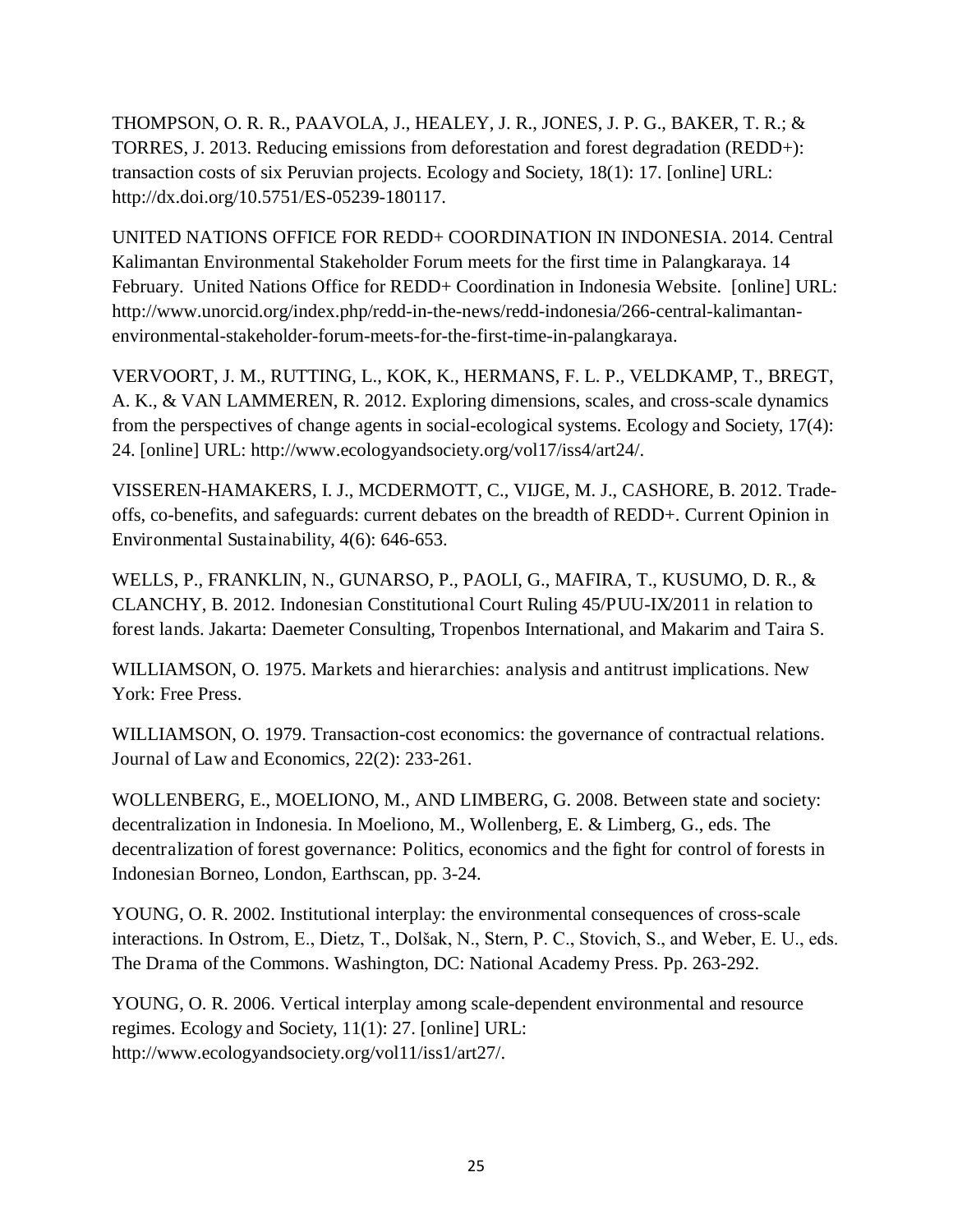THOMPSON, O. R. R., PAAVOLA, J., HEALEY, J. R., JONES, J. P. G., BAKER, T. R.; & TORRES, J. 2013. Reducing emissions from deforestation and forest degradation (REDD+): transaction costs of six Peruvian projects. Ecology and Society, 18(1): 17. [online] URL: http://dx.doi.org/10.5751/ES-05239-180117.

UNITED NATIONS OFFICE FOR REDD+ COORDINATION IN INDONESIA. 2014. Central Kalimantan Environmental Stakeholder Forum meets for the first time in Palangkaraya. 14 February. United Nations Office for REDD+ Coordination in Indonesia Website. [online] URL: http://www.unorcid.org/index.php/redd-in-the-news/redd-indonesia/266-central-kalimantan-environmental-stakeholder-forum-meets-for-the-first-time-in-palangkaraya.

VERVOORT, J. M., RUTTING, L., KOK, K., HERMANS, F. L. P., VELDKAMP, T., BREGT, A. K., & VAN LAMMEREN, R. 2012. Exploring dimensions, scales, and cross-scale dynamics from the perspectives of change agents in social-ecological systems. Ecology and Society, 17(4): 24. [online] URL: http://www.ecologyandsociety.org/vol17/iss4/art24/.

VISSEREN-HAMAKERS, I. J., MCDERMOTT, C., VIJGE, M. J., CASHORE, B. 2012. Trade-offs, co-benefits, and safeguards: current debates on the breadth of REDD+. Current Opinion in Environmental Sustainability, 4(6): 646-653.

WELLS, P., FRANKLIN, N., GUNARSO, P., PAOLI, G., MAFIRA, T., KUSUMO, D. R., & CLANCHY, B. 2012. Indonesian Constitutional Court Ruling 45/PUU-IX/2011 in relation to forest lands. Jakarta: Daemeter Consulting, Tropenbos International, and Makarim and Taira S.

WILLIAMSON, O. 1975. Markets and hierarchies: analysis and antitrust implications. New York: Free Press.

WILLIAMSON, O. 1979. Transaction-cost economics: the governance of contractual relations. Journal of Law and Economics, 22(2): 233-261.

WOLLENBERG, E., MOELIONO, M., AND LIMBERG, G. 2008. Between state and society: decentralization in Indonesia. In Moeliono, M., Wollenberg, E. & Limberg, G., eds. The decentralization of forest governance: Politics, economics and the fight for control of forests in Indonesian Borneo, London, Earthscan, pp. 3-24.

YOUNG, O. R. 2002. Institutional interplay: the environmental consequences of cross-scale interactions. In Ostrom, E., Dietz, T., Dolšak, N., Stern, P. C., Stovich, S., and Weber, E. U., eds. The Drama of the Commons. Washington, DC: National Academy Press. Pp. 263-292.

YOUNG, O. R. 2006. Vertical interplay among scale-dependent environmental and resource regimes. Ecology and Society, 11(1): 27. [online] URL: http://www.ecologyandsociety.org/vol11/iss1/art27/.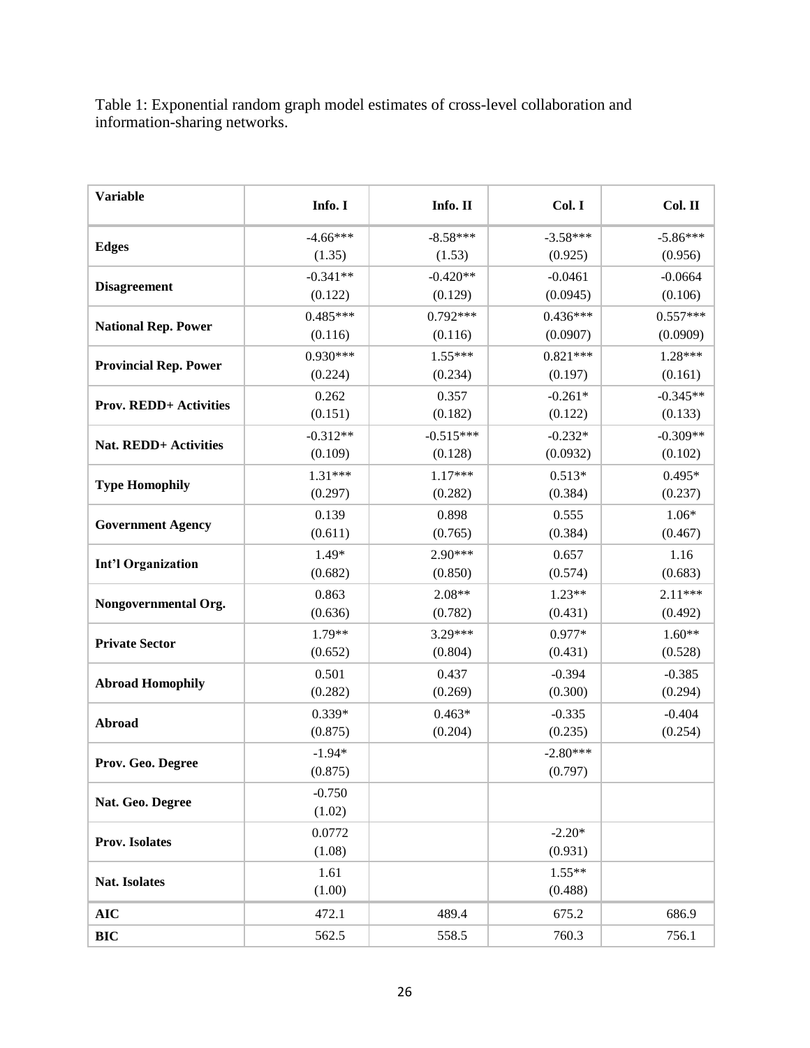Table 1: Exponential random graph model estimates of cross-level collaboration and information-sharing networks.

| **Variable** | **Info. I** | **Info. II** | **Col. I** | **Col. II** |
|---|---|---|---|---|
| **Edges** | -4.66***<br>(1.35) | -8.58***<br>(1.53) | -3.58***<br>(0.925) | -5.86***<br>(0.956) |
| **Disagreement** | -0.341**<br>(0.122) | -0.420**<br>(0.129) | -0.0461<br>(0.0945) | -0.0664<br>(0.106) |
| **National Rep. Power** | 0.485***<br>(0.116) | 0.792***<br>(0.116) | 0.436***<br>(0.0907) | 0.557***<br>(0.0909) |
| **Provincial Rep. Power** | 0.930***<br>(0.224) | 1.55***<br>(0.234) | 0.821***<br>(0.197) | 1.28***<br>(0.161) |
| **Prov. REDD+ Activities** | 0.262<br>(0.151) | 0.357<br>(0.182) | -0.261*<br>(0.122) | -0.345**<br>(0.133) |
| **Nat. REDD+ Activities** | -0.312**<br>(0.109) | -0.515***<br>(0.128) | -0.232*<br>(0.0932) | -0.309**<br>(0.102) |
| **Type Homophily** | 1.31***<br>(0.297) | 1.17***<br>(0.282) | 0.513*<br>(0.384) | 0.495*<br>(0.237) |
| **Government Agency** | 0.139<br>(0.611) | 0.898<br>(0.765) | 0.555<br>(0.384) | 1.06*<br>(0.467) |
| **Int'l Organization** | 1.49*<br>(0.682) | 2.90***<br>(0.850) | 0.657<br>(0.574) | 1.16<br>(0.683) |
| **Nongovernmental Org.** | 0.863<br>(0.636) | 2.08**<br>(0.782) | 1.23**<br>(0.431) | 2.11***<br>(0.492) |
| **Private Sector** | 1.79**<br>(0.652) | 3.29***<br>(0.804) | 0.977*<br>(0.431) | 1.60**<br>(0.528) |
| **Abroad Homophily** | 0.501<br>(0.282) | 0.437<br>(0.269) | -0.394<br>(0.300) | -0.385<br>(0.294) |
| **Abroad** | 0.339*<br>(0.875) | 0.463*<br>(0.204) | -0.335<br>(0.235) | -0.404<br>(0.254) |
| **Prov. Geo. Degree** | -1.94*<br>(0.875) | | -2.80***<br>(0.797) | |
| **Nat. Geo. Degree** | -0.750<br>(1.02) | | | |
| **Prov. Isolates** | 0.0772<br>(1.08) | | -2.20*<br>(0.931) | |
| **Nat. Isolates** | 1.61<br>(1.00) | | 1.55**<br>(0.488) | |
| **AIC** | 472.1 | 489.4 | 675.2 | 686.9 |
| **BIC** | 562.5 | 558.5 | 760.3 | 756.1 |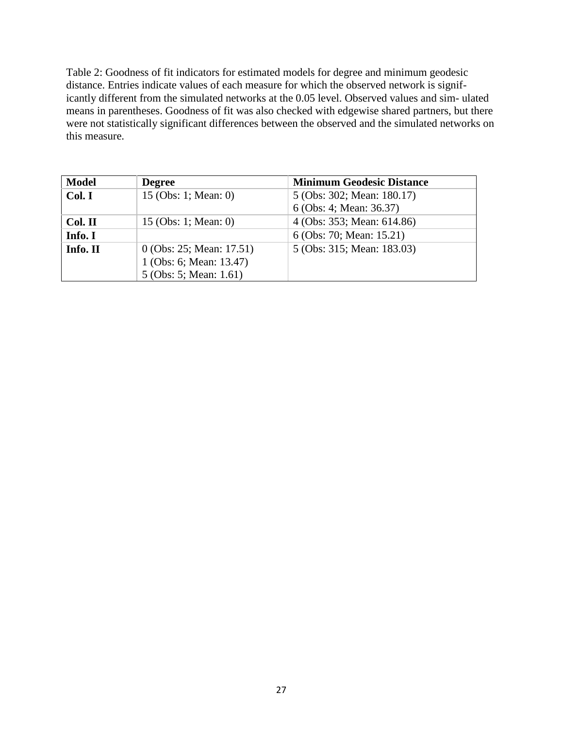Table 2: Goodness of fit indicators for estimated models for degree and minimum geodesic distance. Entries indicate values of each measure for which the observed network is significantly different from the simulated networks at the 0.05 level. Observed values and sim- ulated means in parentheses. Goodness of fit was also checked with edgewise shared partners, but there were not statistically significant differences between the observed and the simulated networks on this measure.

| **Model** | **Degree** | **Minimum Geodesic Distance** |
|---|---|---|
| **Col. I** | 15 (Obs: 1; Mean: 0) | 5 (Obs: 302; Mean: 180.17)<br>6 (Obs: 4; Mean: 36.37) |
| **Col. II** | 15 (Obs: 1; Mean: 0) | 4 (Obs: 353; Mean: 614.86) |
| **Info. I** | | 6 (Obs: 70; Mean: 15.21) |
| **Info. II** | 0 (Obs: 25; Mean: 17.51)<br>1 (Obs: 6; Mean: 13.47)<br>5 (Obs: 5; Mean: 1.61) | 5 (Obs: 315; Mean: 183.03) |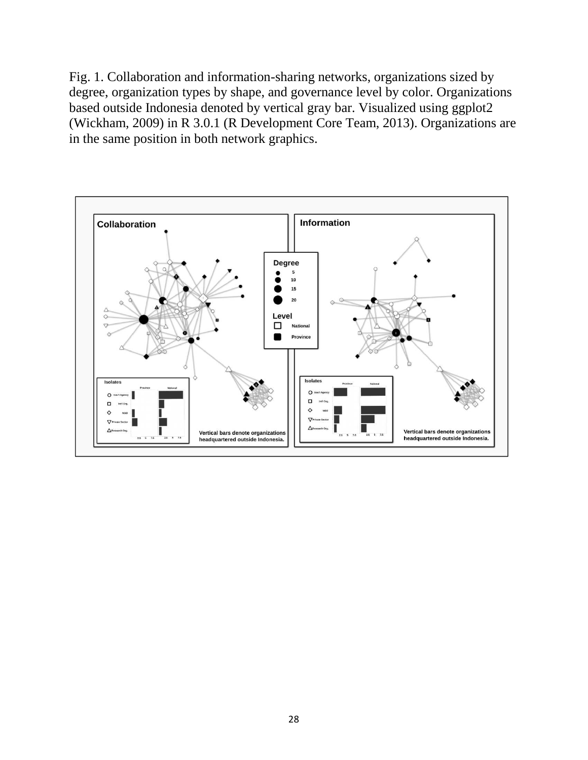Fig. 1. Collaboration and information-sharing networks, organizations sized by degree, organization types by shape, and governance level by color. Organizations based outside Indonesia denoted by vertical gray bar. Visualized using ggplot2 (Wickham, 2009) in R 3.0.1 (R Development Core Team, 2013). Organizations are in the same position in both network graphics.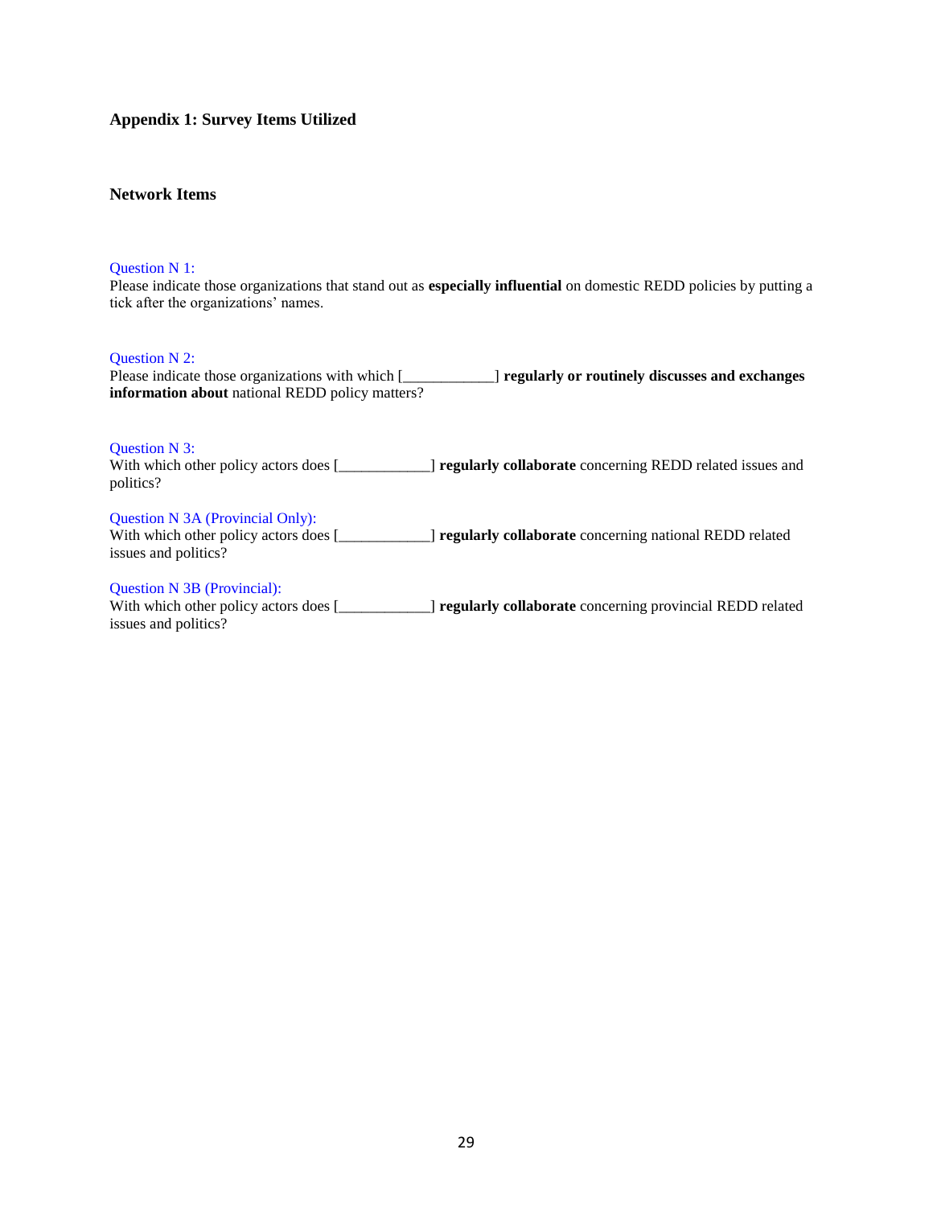## Appendix 1: Survey Items Utilized

### Network Items

Question N 1:
Please indicate those organizations that stand out as **especially influential** on domestic REDD policies by putting a tick after the organizations' names.

Question N 2:
Please indicate those organizations with which [____________] **regularly or routinely discusses and exchanges information about** national REDD policy matters?

Question N 3:
With which other policy actors does [____________] **regularly collaborate** concerning REDD related issues and politics?

Question N 3A (Provincial Only):
With which other policy actors does [____________] **regularly collaborate** concerning national REDD related issues and politics?

Question N 3B (Provincial):
With which other policy actors does [____________] **regularly collaborate** concerning provincial REDD related issues and politics?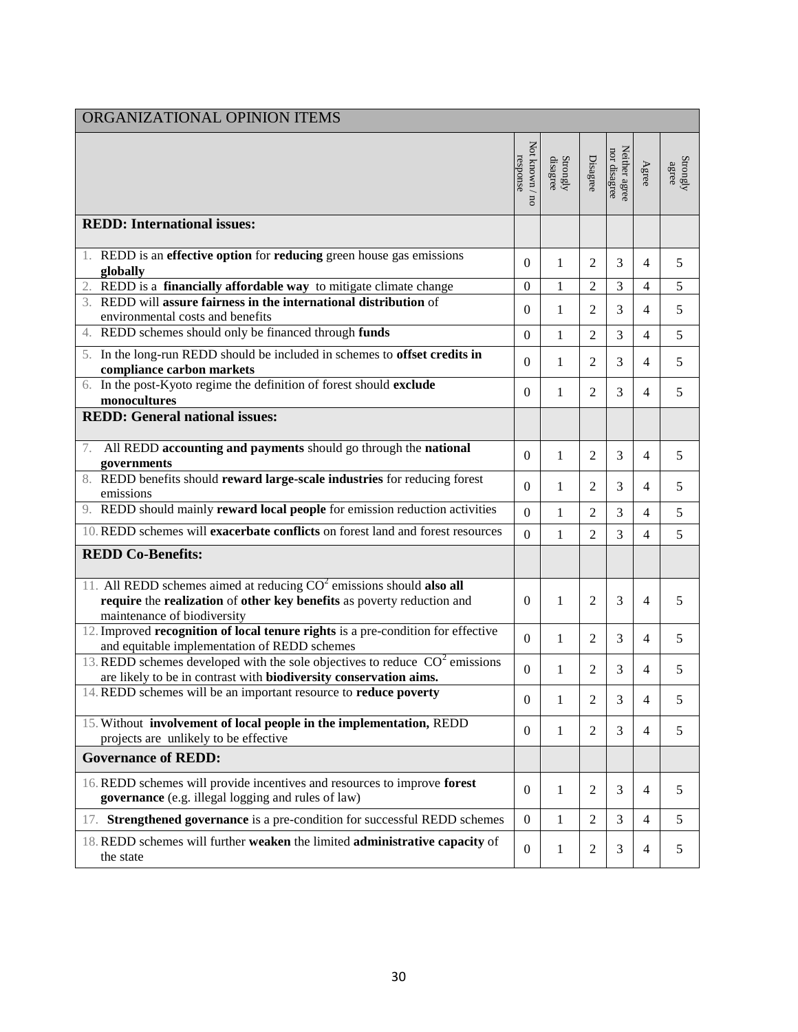| ORGANIZATIONAL OPINION ITEMS | | | | | | |
|---|---|---|---|---|---|---|
| | Not known / no response | Strongly disagree | Disagree | Neither agree nor disagree | Agree | Strongly agree |
| **REDD: International issues:** | | | | | | |
| 1. REDD is an **effective option** for **reducing** green house gas emissions **globally** | 0 | 1 | 2 | 3 | 4 | 5 |
| 2. REDD is a **financially affordable way** to mitigate climate change | 0 | 1 | 2 | 3 | 4 | 5 |
| 3. REDD will **assure fairness in the international distribution** of environmental costs and benefits | 0 | 1 | 2 | 3 | 4 | 5 |
| 4. REDD schemes should only be financed through **funds** | 0 | 1 | 2 | 3 | 4 | 5 |
| 5. In the long-run REDD should be included in schemes to **offset credits in compliance carbon markets** | 0 | 1 | 2 | 3 | 4 | 5 |
| 6. In the post-Kyoto regime the definition of forest should **exclude monocultures** | 0 | 1 | 2 | 3 | 4 | 5 |
| **REDD: General national issues:** | | | | | | |
| 7. All REDD **accounting and payments** should go through the **national governments** | 0 | 1 | 2 | 3 | 4 | 5 |
| 8. REDD benefits should **reward large-scale industries** for reducing forest emissions | 0 | 1 | 2 | 3 | 4 | 5 |
| 9. REDD should mainly **reward local people** for emission reduction activities | 0 | 1 | 2 | 3 | 4 | 5 |
| 10. REDD schemes will **exacerbate conflicts** on forest land and forest resources | 0 | 1 | 2 | 3 | 4 | 5 |
| **REDD Co-Benefits:** | | | | | | |
| 11. All REDD schemes aimed at reducing $CO^2$ emissions should **also all require** the **realization** of **other key benefits** as poverty reduction and maintenance of biodiversity | 0 | 1 | 2 | 3 | 4 | 5 |
| 12. Improved **recognition of local tenure rights** is a pre-condition for effective and equitable implementation of REDD schemes | 0 | 1 | 2 | 3 | 4 | 5 |
| 13. REDD schemes developed with the sole objectives to reduce $CO^2$ emissions are likely to be in contrast with **biodiversity conservation aims.** | 0 | 1 | 2 | 3 | 4 | 5 |
| 14. REDD schemes will be an important resource to **reduce poverty** | 0 | 1 | 2 | 3 | 4 | 5 |
| 15. Without **involvement of local people in the implementation,** REDD projects are unlikely to be effective | 0 | 1 | 2 | 3 | 4 | 5 |
| **Governance of REDD:** | | | | | | |
| 16. REDD schemes will provide incentives and resources to improve **forest governance** (e.g. illegal logging and rules of law) | 0 | 1 | 2 | 3 | 4 | 5 |
| 17. **Strengthened governance** is a pre-condition for successful REDD schemes | 0 | 1 | 2 | 3 | 4 | 5 |
| 18. REDD schemes will further **weaken** the limited **administrative capacity** of the state | 0 | 1 | 2 | 3 | 4 | 5 |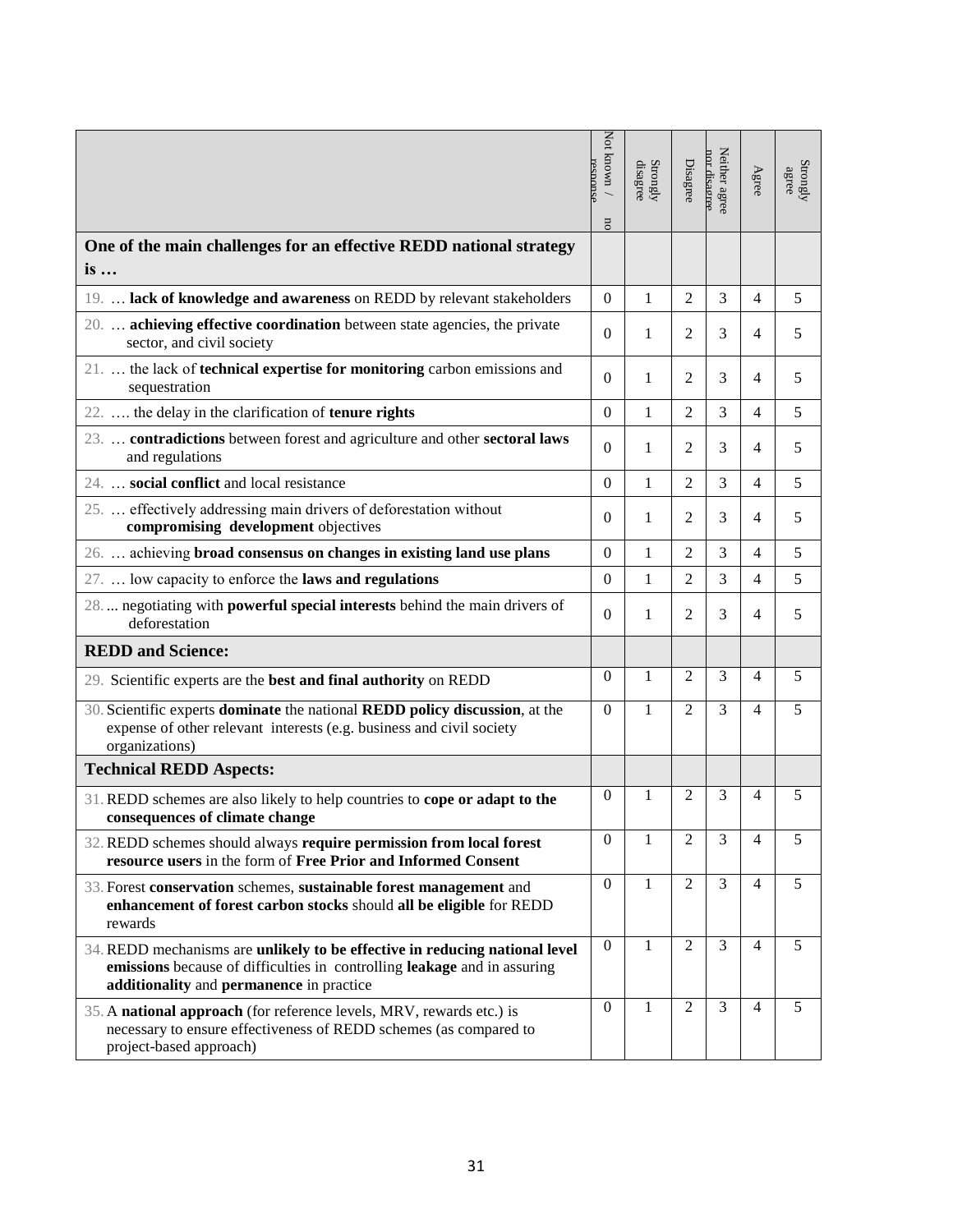| | Not known / no response | Strongly disagree | Disagree | Neither agree nor disagree | Agree | Strongly agree |
|---|---|---|---|---|---|---|
| **One of the main challenges for an effective REDD national strategy is …** | | | | | | |
| 19. … **lack of knowledge and awareness** on REDD by relevant stakeholders | 0 | 1 | 2 | 3 | 4 | 5 |
| 20. … **achieving effective coordination** between state agencies, the private sector, and civil society | 0 | 1 | 2 | 3 | 4 | 5 |
| 21. … the lack of **technical expertise for monitoring** carbon emissions and sequestration | 0 | 1 | 2 | 3 | 4 | 5 |
| 22. …. the delay in the clarification of **tenure rights** | 0 | 1 | 2 | 3 | 4 | 5 |
| 23. … **contradictions** between forest and agriculture and other **sectoral laws** and regulations | 0 | 1 | 2 | 3 | 4 | 5 |
| 24. … **social conflict** and local resistance | 0 | 1 | 2 | 3 | 4 | 5 |
| 25. … effectively addressing main drivers of deforestation without **compromising development** objectives | 0 | 1 | 2 | 3 | 4 | 5 |
| 26. … achieving **broad consensus on changes in existing land use plans** | 0 | 1 | 2 | 3 | 4 | 5 |
| 27. … low capacity to enforce the **laws and regulations** | 0 | 1 | 2 | 3 | 4 | 5 |
| 28. ... negotiating with **powerful special interests** behind the main drivers of deforestation | 0 | 1 | 2 | 3 | 4 | 5 |
| **REDD and Science:** | | | | | | |
| 29. Scientific experts are the **best and final authority** on REDD | 0 | 1 | 2 | 3 | 4 | 5 |
| 30. Scientific experts **dominate** the national **REDD policy discussion**, at the expense of other relevant interests (e.g. business and civil society organizations) | 0 | 1 | 2 | 3 | 4 | 5 |
| **Technical REDD Aspects:** | | | | | | |
| 31. REDD schemes are also likely to help countries to **cope or adapt to the consequences of climate change** | 0 | 1 | 2 | 3 | 4 | 5 |
| 32. REDD schemes should always **require permission from local forest resource users** in the form of **Free Prior and Informed Consent** | 0 | 1 | 2 | 3 | 4 | 5 |
| 33. Forest **conservation** schemes, **sustainable forest management** and **enhancement of forest carbon stocks** should **all be eligible** for REDD rewards | 0 | 1 | 2 | 3 | 4 | 5 |
| 34. REDD mechanisms are **unlikely to be effective in reducing national level emissions** because of difficulties in controlling **leakage** and in assuring **additionality** and **permanence** in practice | 0 | 1 | 2 | 3 | 4 | 5 |
| 35. A **national approach** (for reference levels, MRV, rewards etc.) is necessary to ensure effectiveness of REDD schemes (as compared to project-based approach) | 0 | 1 | 2 | 3 | 4 | 5 |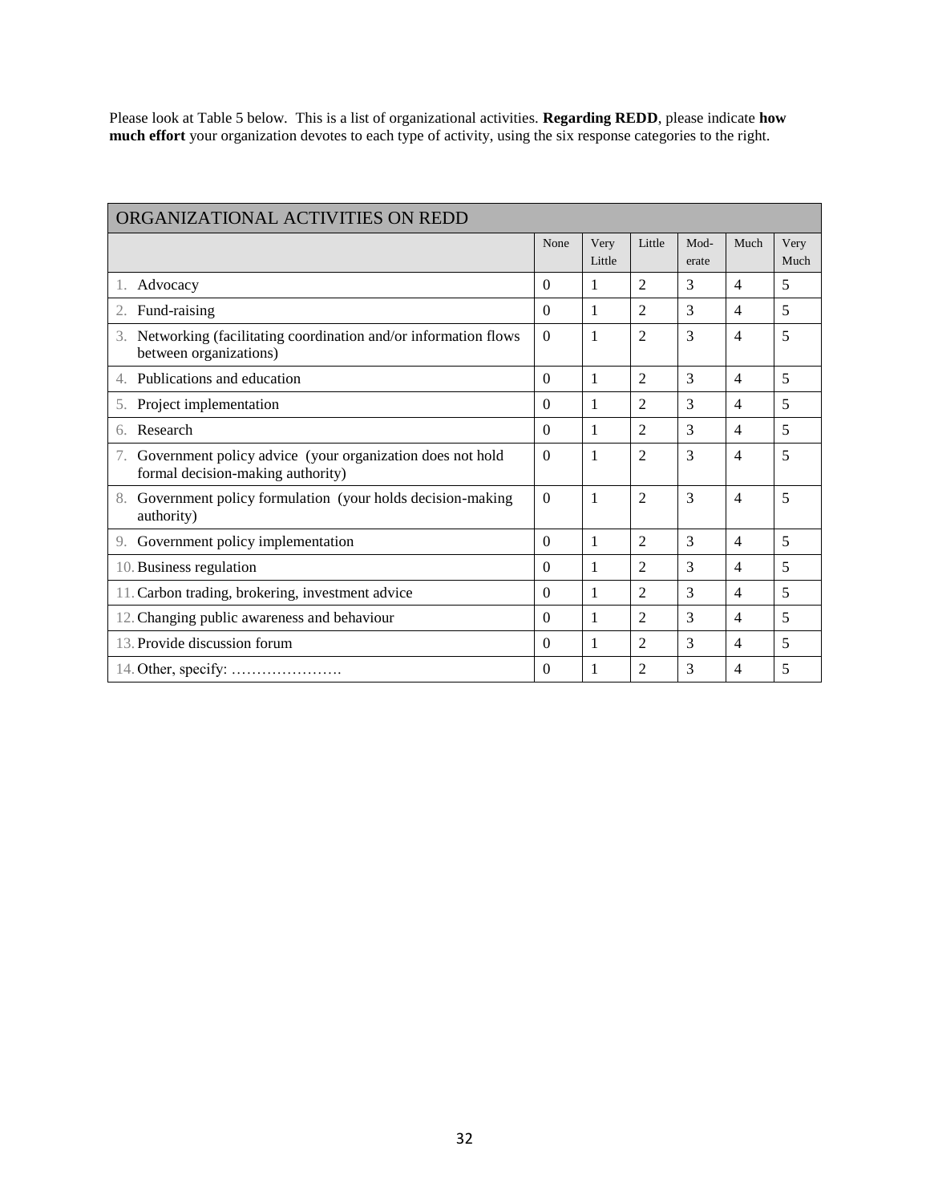Please look at Table 5 below. This is a list of organizational activities. **Regarding REDD**, please indicate **how much effort** your organization devotes to each type of activity, using the six response categories to the right.

| ORGANIZATIONAL ACTIVITIES ON REDD | | | | | | |
|---|---|---|---|---|---|---|
| | None | Very Little | Little | Mod-erate | Much | Very Much |
| 1. Advocacy | 0 | 1 | 2 | 3 | 4 | 5 |
| 2. Fund-raising | 0 | 1 | 2 | 3 | 4 | 5 |
| 3. Networking (facilitating coordination and/or information flows between organizations) | 0 | 1 | 2 | 3 | 4 | 5 |
| 4. Publications and education | 0 | 1 | 2 | 3 | 4 | 5 |
| 5. Project implementation | 0 | 1 | 2 | 3 | 4 | 5 |
| 6. Research | 0 | 1 | 2 | 3 | 4 | 5 |
| 7. Government policy advice (your organization does not hold formal decision-making authority) | 0 | 1 | 2 | 3 | 4 | 5 |
| 8. Government policy formulation (your holds decision-making authority) | 0 | 1 | 2 | 3 | 4 | 5 |
| 9. Government policy implementation | 0 | 1 | 2 | 3 | 4 | 5 |
| 10. Business regulation | 0 | 1 | 2 | 3 | 4 | 5 |
| 11. Carbon trading, brokering, investment advice | 0 | 1 | 2 | 3 | 4 | 5 |
| 12. Changing public awareness and behaviour | 0 | 1 | 2 | 3 | 4 | 5 |
| 13. Provide discussion forum | 0 | 1 | 2 | 3 | 4 | 5 |
| 14. Other, specify: …………………. | 0 | 1 | 2 | 3 | 4 | 5 |